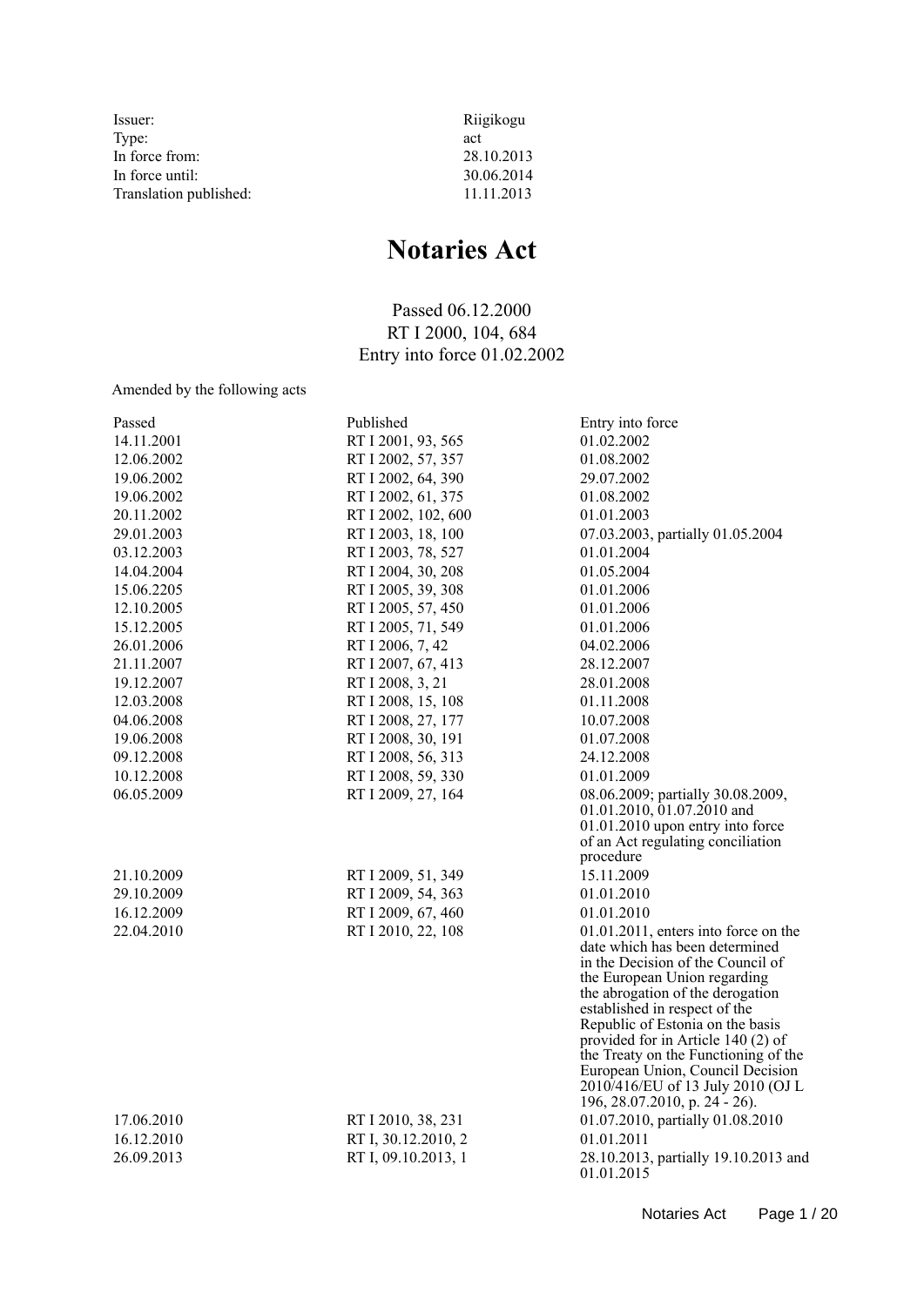| | |
|---|---|
| Issuer: | Riigikogu |
| Type: | act |
| In force from: | 28.10.2013 |
| In force until: | 30.06.2014 |
| Translation published: | 11.11.2013 |

# Notaries Act

Passed 06.12.2000
RT I 2000, 104, 684
Entry into force 01.02.2002

Amended by the following acts

| Passed | Published | Entry into force |
|---|---|---|
| 14.11.2001 | RT I 2001, 93, 565 | 01.02.2002 |
| 12.06.2002 | RT I 2002, 57, 357 | 01.08.2002 |
| 19.06.2002 | RT I 2002, 64, 390 | 29.07.2002 |
| 19.06.2002 | RT I 2002, 61, 375 | 01.08.2002 |
| 20.11.2002 | RT I 2002, 102, 600 | 01.01.2003 |
| 29.01.2003 | RT I 2003, 18, 100 | 07.03.2003, partially 01.05.2004 |
| 03.12.2003 | RT I 2003, 78, 527 | 01.01.2004 |
| 14.04.2004 | RT I 2004, 30, 208 | 01.05.2004 |
| 15.06.2205 | RT I 2005, 39, 308 | 01.01.2006 |
| 12.10.2005 | RT I 2005, 57, 450 | 01.01.2006 |
| 15.12.2005 | RT I 2005, 71, 549 | 01.01.2006 |
| 26.01.2006 | RT I 2006, 7, 42 | 04.02.2006 |
| 21.11.2007 | RT I 2007, 67, 413 | 28.12.2007 |
| 19.12.2007 | RT I 2008, 3, 21 | 28.01.2008 |
| 12.03.2008 | RT I 2008, 15, 108 | 01.11.2008 |
| 04.06.2008 | RT I 2008, 27, 177 | 10.07.2008 |
| 19.06.2008 | RT I 2008, 30, 191 | 01.07.2008 |
| 09.12.2008 | RT I 2008, 56, 313 | 24.12.2008 |
| 10.12.2008 | RT I 2008, 59, 330 | 01.01.2009 |
| 06.05.2009 | RT I 2009, 27, 164 | 08.06.2009; partially 30.08.2009, 01.01.2010, 01.07.2010 and 01.01.2010 upon entry into force of an Act regulating conciliation procedure |
| 21.10.2009 | RT I 2009, 51, 349 | 15.11.2009 |
| 29.10.2009 | RT I 2009, 54, 363 | 01.01.2010 |
| 16.12.2009 | RT I 2009, 67, 460 | 01.01.2010 |
| 22.04.2010 | RT I 2010, 22, 108 | 01.01.2011, enters into force on the date which has been determined in the Decision of the Council of the European Union regarding the abrogation of the derogation established in respect of the Republic of Estonia on the basis provided for in Article 140 (2) of the Treaty on the Functioning of the European Union, Council Decision 2010/416/EU of 13 July 2010 (OJ L 196, 28.07.2010, p. 24 - 26). |
| 17.06.2010 | RT I 2010, 38, 231 | 01.07.2010, partially 01.08.2010 |
| 16.12.2010 | RT I, 30.12.2010, 2 | 01.01.2011 |
| 26.09.2013 | RT I, 09.10.2013, 1 | 28.10.2013, partially 19.10.2013 and 01.01.2015 |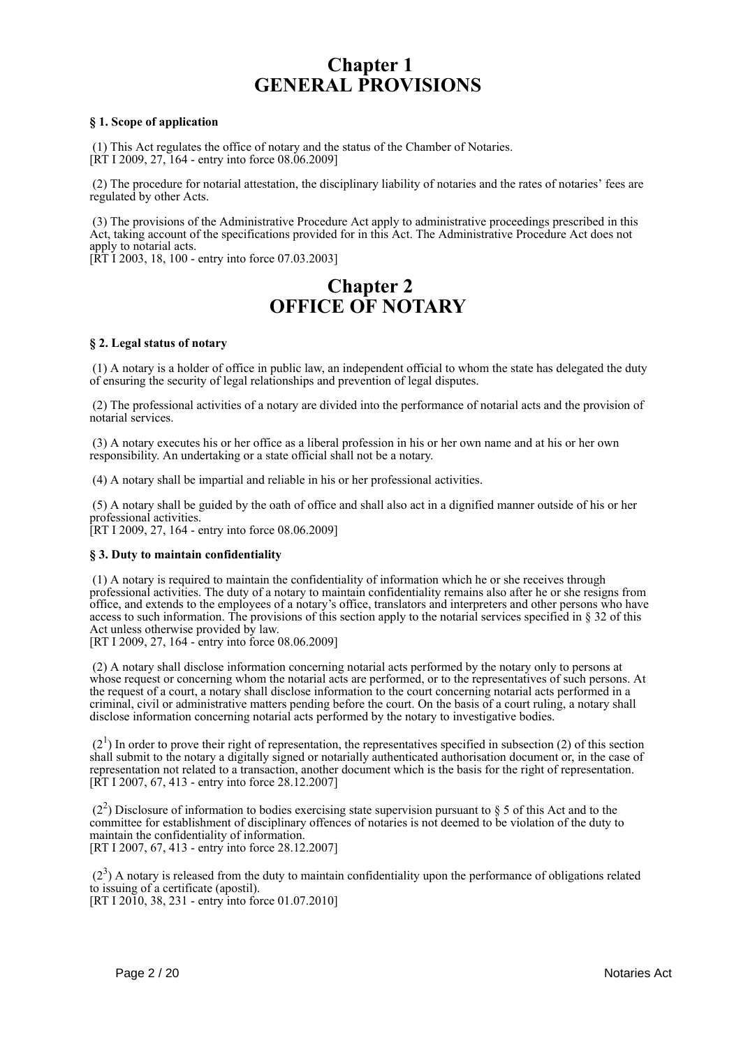# Chapter 1
# GENERAL PROVISIONS

**§ 1. Scope of application**

(1) This Act regulates the office of notary and the status of the Chamber of Notaries.
[RT I 2009, 27, 164 - entry into force 08.06.2009]

(2) The procedure for notarial attestation, the disciplinary liability of notaries and the rates of notaries' fees are regulated by other Acts.

(3) The provisions of the Administrative Procedure Act apply to administrative proceedings prescribed in this Act, taking account of the specifications provided for in this Act. The Administrative Procedure Act does not apply to notarial acts.
[RT I 2003, 18, 100 - entry into force 07.03.2003]

# Chapter 2
# OFFICE OF NOTARY

**§ 2. Legal status of notary**

(1) A notary is a holder of office in public law, an independent official to whom the state has delegated the duty of ensuring the security of legal relationships and prevention of legal disputes.

(2) The professional activities of a notary are divided into the performance of notarial acts and the provision of notarial services.

(3) A notary executes his or her office as a liberal profession in his or her own name and at his or her own responsibility. An undertaking or a state official shall not be a notary.

(4) A notary shall be impartial and reliable in his or her professional activities.

(5) A notary shall be guided by the oath of office and shall also act in a dignified manner outside of his or her professional activities.
[RT I 2009, 27, 164 - entry into force 08.06.2009]

**§ 3. Duty to maintain confidentiality**

(1) A notary is required to maintain the confidentiality of information which he or she receives through professional activities. The duty of a notary to maintain confidentiality remains also after he or she resigns from office, and extends to the employees of a notary's office, translators and interpreters and other persons who have access to such information. The provisions of this section apply to the notarial services specified in § 32 of this Act unless otherwise provided by law.
[RT I 2009, 27, 164 - entry into force 08.06.2009]

(2) A notary shall disclose information concerning notarial acts performed by the notary only to persons at whose request or concerning whom the notarial acts are performed, or to the representatives of such persons. At the request of a court, a notary shall disclose information to the court concerning notarial acts performed in a criminal, civil or administrative matters pending before the court. On the basis of a court ruling, a notary shall disclose information concerning notarial acts performed by the notary to investigative bodies.

($2^1$) In order to prove their right of representation, the representatives specified in subsection (2) of this section shall submit to the notary a digitally signed or notarially authenticated authorisation document or, in the case of representation not related to a transaction, another document which is the basis for the right of representation.
[RT I 2007, 67, 413 - entry into force 28.12.2007]

($2^2$) Disclosure of information to bodies exercising state supervision pursuant to § 5 of this Act and to the committee for establishment of disciplinary offences of notaries is not deemed to be violation of the duty to maintain the confidentiality of information.
[RT I 2007, 67, 413 - entry into force 28.12.2007]

($2^3$) A notary is released from the duty to maintain confidentiality upon the performance of obligations related to issuing of a certificate (apostil).
[RT I 2010, 38, 231 - entry into force 01.07.2010]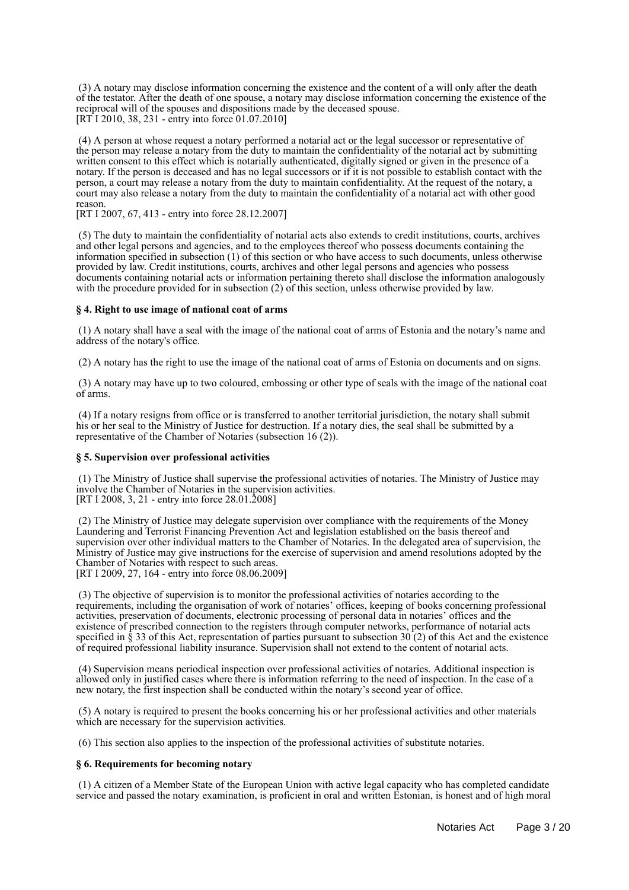(3) A notary may disclose information concerning the existence and the content of a will only after the death of the testator. After the death of one spouse, a notary may disclose information concerning the existence of the reciprocal will of the spouses and dispositions made by the deceased spouse.
[RT I 2010, 38, 231 - entry into force 01.07.2010]

(4) A person at whose request a notary performed a notarial act or the legal successor or representative of the person may release a notary from the duty to maintain the confidentiality of the notarial act by submitting written consent to this effect which is notarially authenticated, digitally signed or given in the presence of a notary. If the person is deceased and has no legal successors or if it is not possible to establish contact with the person, a court may release a notary from the duty to maintain confidentiality. At the request of the notary, a court may also release a notary from the duty to maintain the confidentiality of a notarial act with other good reason.
[RT I 2007, 67, 413 - entry into force 28.12.2007]

(5) The duty to maintain the confidentiality of notarial acts also extends to credit institutions, courts, archives and other legal persons and agencies, and to the employees thereof who possess documents containing the information specified in subsection (1) of this section or who have access to such documents, unless otherwise provided by law. Credit institutions, courts, archives and other legal persons and agencies who possess documents containing notarial acts or information pertaining thereto shall disclose the information analogously with the procedure provided for in subsection (2) of this section, unless otherwise provided by law.

### § 4. Right to use image of national coat of arms

(1) A notary shall have a seal with the image of the national coat of arms of Estonia and the notary's name and address of the notary's office.

(2) A notary has the right to use the image of the national coat of arms of Estonia on documents and on signs.

(3) A notary may have up to two coloured, embossing or other type of seals with the image of the national coat of arms.

(4) If a notary resigns from office or is transferred to another territorial jurisdiction, the notary shall submit his or her seal to the Ministry of Justice for destruction. If a notary dies, the seal shall be submitted by a representative of the Chamber of Notaries (subsection 16 (2)).

### § 5. Supervision over professional activities

(1) The Ministry of Justice shall supervise the professional activities of notaries. The Ministry of Justice may involve the Chamber of Notaries in the supervision activities.
[RT I 2008, 3, 21 - entry into force 28.01.2008]

(2) The Ministry of Justice may delegate supervision over compliance with the requirements of the Money Laundering and Terrorist Financing Prevention Act and legislation established on the basis thereof and supervision over other individual matters to the Chamber of Notaries. In the delegated area of supervision, the Ministry of Justice may give instructions for the exercise of supervision and amend resolutions adopted by the Chamber of Notaries with respect to such areas.
[RT I 2009, 27, 164 - entry into force 08.06.2009]

(3) The objective of supervision is to monitor the professional activities of notaries according to the requirements, including the organisation of work of notaries' offices, keeping of books concerning professional activities, preservation of documents, electronic processing of personal data in notaries' offices and the existence of prescribed connection to the registers through computer networks, performance of notarial acts specified in § 33 of this Act, representation of parties pursuant to subsection 30 (2) of this Act and the existence of required professional liability insurance. Supervision shall not extend to the content of notarial acts.

(4) Supervision means periodical inspection over professional activities of notaries. Additional inspection is allowed only in justified cases where there is information referring to the need of inspection. In the case of a new notary, the first inspection shall be conducted within the notary's second year of office.

(5) A notary is required to present the books concerning his or her professional activities and other materials which are necessary for the supervision activities.

(6) This section also applies to the inspection of the professional activities of substitute notaries.

### § 6. Requirements for becoming notary

(1) A citizen of a Member State of the European Union with active legal capacity who has completed candidate service and passed the notary examination, is proficient in oral and written Estonian, is honest and of high moral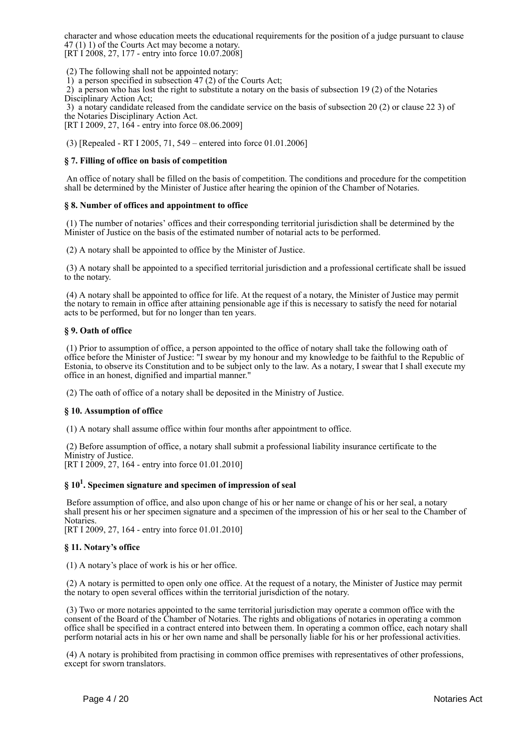character and whose education meets the educational requirements for the position of a judge pursuant to clause 47 (1) 1) of the Courts Act may become a notary.
[RT I 2008, 27, 177 - entry into force 10.07.2008]

(2) The following shall not be appointed notary:
1) a person specified in subsection 47 (2) of the Courts Act;
2) a person who has lost the right to substitute a notary on the basis of subsection 19 (2) of the Notaries Disciplinary Action Act;
3) a notary candidate released from the candidate service on the basis of subsection 20 (2) or clause 22 3) of the Notaries Disciplinary Action Act.
[RT I 2009, 27, 164 - entry into force 08.06.2009]

(3) [Repealed - RT I 2005, 71, 549 – entered into force 01.01.2006]

### § 7. Filling of office on basis of competition

An office of notary shall be filled on the basis of competition. The conditions and procedure for the competition shall be determined by the Minister of Justice after hearing the opinion of the Chamber of Notaries.

### § 8. Number of offices and appointment to office

(1) The number of notaries' offices and their corresponding territorial jurisdiction shall be determined by the Minister of Justice on the basis of the estimated number of notarial acts to be performed.

(2) A notary shall be appointed to office by the Minister of Justice.

(3) A notary shall be appointed to a specified territorial jurisdiction and a professional certificate shall be issued to the notary.

(4) A notary shall be appointed to office for life. At the request of a notary, the Minister of Justice may permit the notary to remain in office after attaining pensionable age if this is necessary to satisfy the need for notarial acts to be performed, but for no longer than ten years.

### § 9. Oath of office

(1) Prior to assumption of office, a person appointed to the office of notary shall take the following oath of office before the Minister of Justice: "I swear by my honour and my knowledge to be faithful to the Republic of Estonia, to observe its Constitution and to be subject only to the law. As a notary, I swear that I shall execute my office in an honest, dignified and impartial manner."

(2) The oath of office of a notary shall be deposited in the Ministry of Justice.

### § 10. Assumption of office

(1) A notary shall assume office within four months after appointment to office.

(2) Before assumption of office, a notary shall submit a professional liability insurance certificate to the Ministry of Justice.
[RT I 2009, 27, 164 - entry into force 01.01.2010]

### § 10[1]. Specimen signature and specimen of impression of seal

Before assumption of office, and also upon change of his or her name or change of his or her seal, a notary shall present his or her specimen signature and a specimen of the impression of his or her seal to the Chamber of Notaries.
[RT I 2009, 27, 164 - entry into force 01.01.2010]

### § 11. Notary's office

(1) A notary's place of work is his or her office.

(2) A notary is permitted to open only one office. At the request of a notary, the Minister of Justice may permit the notary to open several offices within the territorial jurisdiction of the notary.

(3) Two or more notaries appointed to the same territorial jurisdiction may operate a common office with the consent of the Board of the Chamber of Notaries. The rights and obligations of notaries in operating a common office shall be specified in a contract entered into between them. In operating a common office, each notary shall perform notarial acts in his or her own name and shall be personally liable for his or her professional activities.

(4) A notary is prohibited from practising in common office premises with representatives of other professions, except for sworn translators.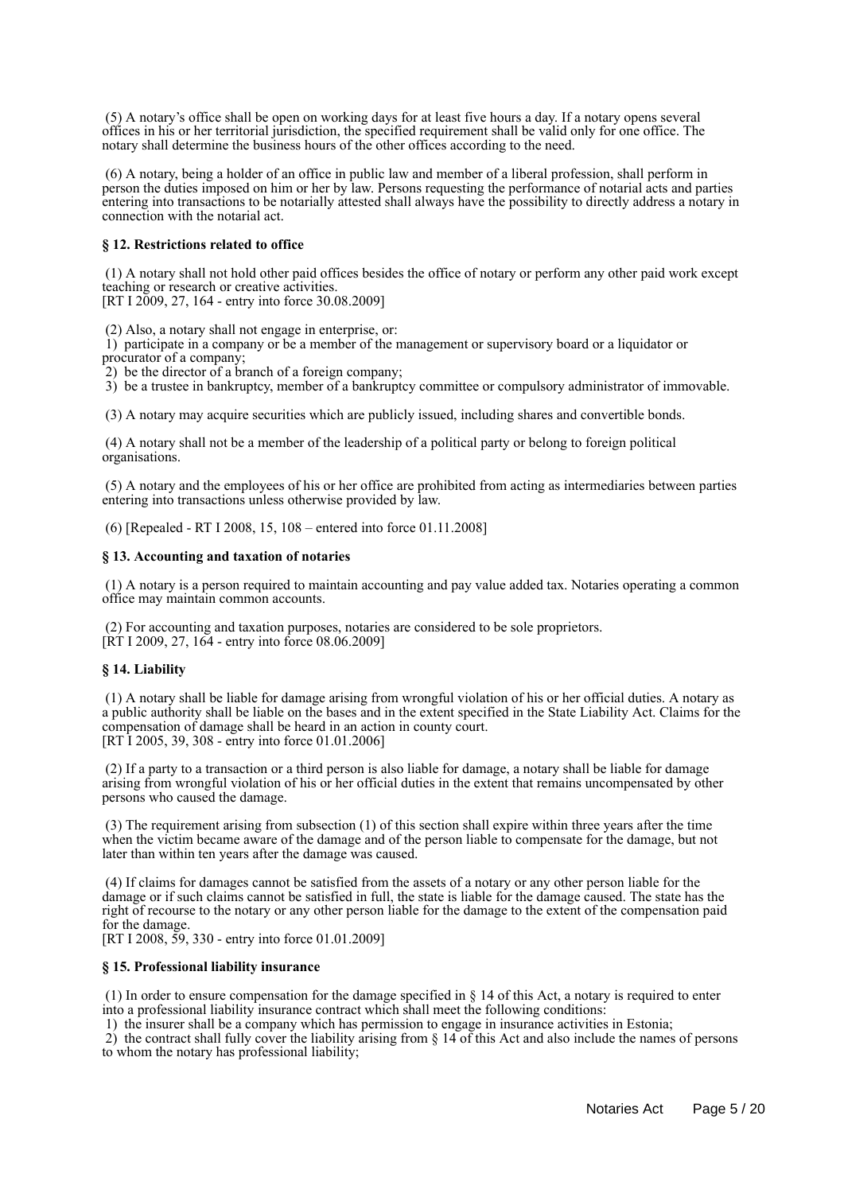(5) A notary's office shall be open on working days for at least five hours a day. If a notary opens several offices in his or her territorial jurisdiction, the specified requirement shall be valid only for one office. The notary shall determine the business hours of the other offices according to the need.

(6) A notary, being a holder of an office in public law and member of a liberal profession, shall perform in person the duties imposed on him or her by law. Persons requesting the performance of notarial acts and parties entering into transactions to be notarially attested shall always have the possibility to directly address a notary in connection with the notarial act.

### § 12. Restrictions related to office

(1) A notary shall not hold other paid offices besides the office of notary or perform any other paid work except teaching or research or creative activities.
[RT I 2009, 27, 164 - entry into force 30.08.2009]

(2) Also, a notary shall not engage in enterprise, or:
1) participate in a company or be a member of the management or supervisory board or a liquidator or procurator of a company;
2) be the director of a branch of a foreign company;
3) be a trustee in bankruptcy, member of a bankruptcy committee or compulsory administrator of immovable.

(3) A notary may acquire securities which are publicly issued, including shares and convertible bonds.

(4) A notary shall not be a member of the leadership of a political party or belong to foreign political organisations.

(5) A notary and the employees of his or her office are prohibited from acting as intermediaries between parties entering into transactions unless otherwise provided by law.

(6) [Repealed - RT I 2008, 15, 108 – entered into force 01.11.2008]

### § 13. Accounting and taxation of notaries

(1) A notary is a person required to maintain accounting and pay value added tax. Notaries operating a common office may maintain common accounts.

(2) For accounting and taxation purposes, notaries are considered to be sole proprietors.
[RT I 2009, 27, 164 - entry into force 08.06.2009]

### § 14. Liability

(1) A notary shall be liable for damage arising from wrongful violation of his or her official duties. A notary as a public authority shall be liable on the bases and in the extent specified in the State Liability Act. Claims for the compensation of damage shall be heard in an action in county court.
[RT I 2005, 39, 308 - entry into force 01.01.2006]

(2) If a party to a transaction or a third person is also liable for damage, a notary shall be liable for damage arising from wrongful violation of his or her official duties in the extent that remains uncompensated by other persons who caused the damage.

(3) The requirement arising from subsection (1) of this section shall expire within three years after the time when the victim became aware of the damage and of the person liable to compensate for the damage, but not later than within ten years after the damage was caused.

(4) If claims for damages cannot be satisfied from the assets of a notary or any other person liable for the damage or if such claims cannot be satisfied in full, the state is liable for the damage caused. The state has the right of recourse to the notary or any other person liable for the damage to the extent of the compensation paid for the damage.
[RT I 2008, 59, 330 - entry into force 01.01.2009]

### § 15. Professional liability insurance

(1) In order to ensure compensation for the damage specified in § 14 of this Act, a notary is required to enter into a professional liability insurance contract which shall meet the following conditions:
1) the insurer shall be a company which has permission to engage in insurance activities in Estonia;
2) the contract shall fully cover the liability arising from § 14 of this Act and also include the names of persons to whom the notary has professional liability;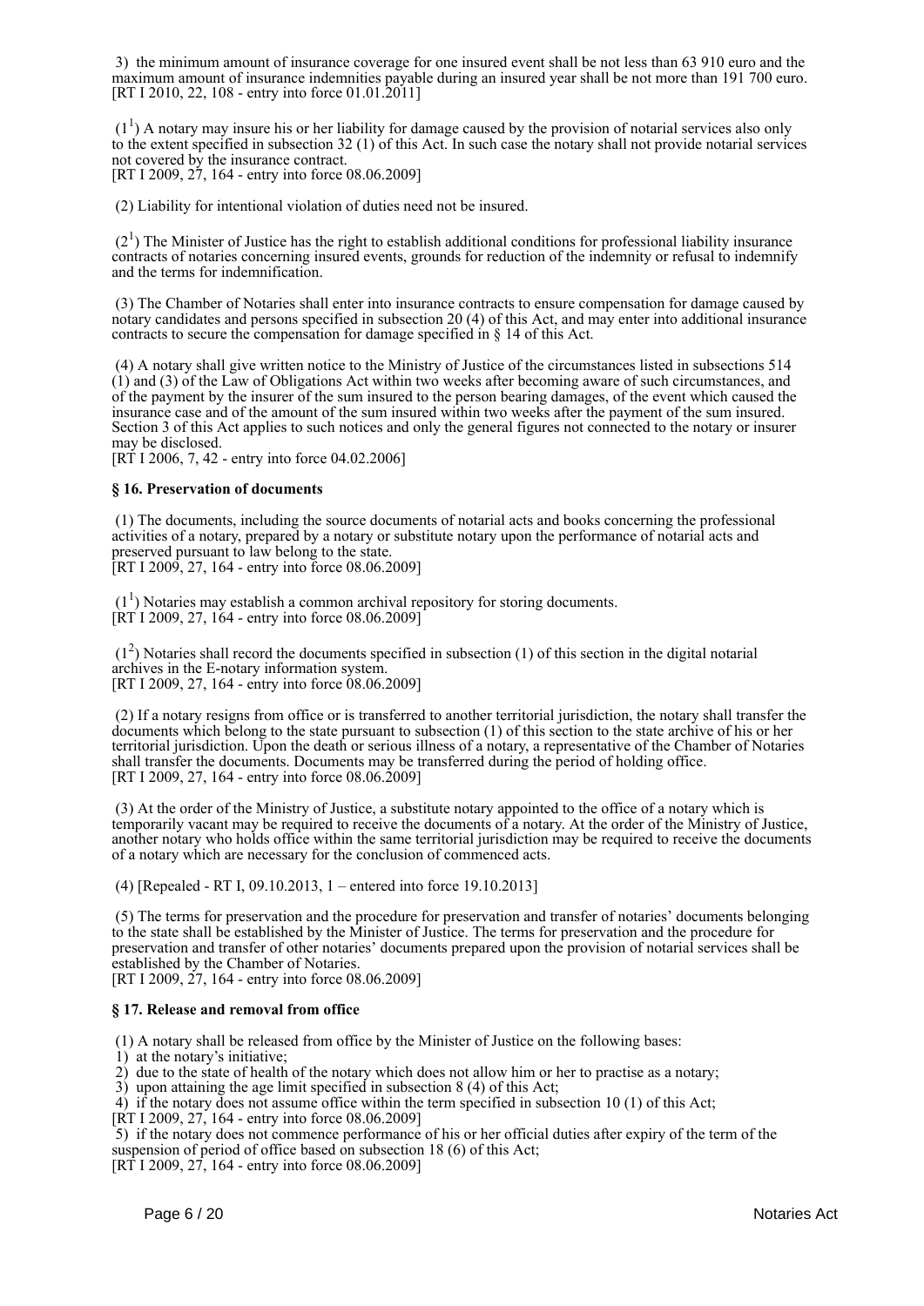3) the minimum amount of insurance coverage for one insured event shall be not less than 63 910 euro and the maximum amount of insurance indemnities payable during an insured year shall be not more than 191 700 euro. [RT I 2010, 22, 108 - entry into force 01.01.2011]

($1^1$) A notary may insure his or her liability for damage caused by the provision of notarial services also only to the extent specified in subsection 32 (1) of this Act. In such case the notary shall not provide notarial services not covered by the insurance contract.
[RT I 2009, 27, 164 - entry into force 08.06.2009]

(2) Liability for intentional violation of duties need not be insured.

($2^1$) The Minister of Justice has the right to establish additional conditions for professional liability insurance contracts of notaries concerning insured events, grounds for reduction of the indemnity or refusal to indemnify and the terms for indemnification.

(3) The Chamber of Notaries shall enter into insurance contracts to ensure compensation for damage caused by notary candidates and persons specified in subsection 20 (4) of this Act, and may enter into additional insurance contracts to secure the compensation for damage specified in § 14 of this Act.

(4) A notary shall give written notice to the Ministry of Justice of the circumstances listed in subsections 514 (1) and (3) of the Law of Obligations Act within two weeks after becoming aware of such circumstances, and of the payment by the insurer of the sum insured to the person bearing damages, of the event which caused the insurance case and of the amount of the sum insured within two weeks after the payment of the sum insured. Section 3 of this Act applies to such notices and only the general figures not connected to the notary or insurer may be disclosed.
[RT I 2006, 7, 42 - entry into force 04.02.2006]

**§ 16. Preservation of documents**

(1) The documents, including the source documents of notarial acts and books concerning the professional activities of a notary, prepared by a notary or substitute notary upon the performance of notarial acts and preserved pursuant to law belong to the state.
[RT I 2009, 27, 164 - entry into force 08.06.2009]

($1^1$) Notaries may establish a common archival repository for storing documents.
[RT I 2009, 27, 164 - entry into force 08.06.2009]

($1^2$) Notaries shall record the documents specified in subsection (1) of this section in the digital notarial archives in the E-notary information system.
[RT I 2009, 27, 164 - entry into force 08.06.2009]

(2) If a notary resigns from office or is transferred to another territorial jurisdiction, the notary shall transfer the documents which belong to the state pursuant to subsection (1) of this section to the state archive of his or her territorial jurisdiction. Upon the death or serious illness of a notary, a representative of the Chamber of Notaries shall transfer the documents. Documents may be transferred during the period of holding office.
[RT I 2009, 27, 164 - entry into force 08.06.2009]

(3) At the order of the Ministry of Justice, a substitute notary appointed to the office of a notary which is temporarily vacant may be required to receive the documents of a notary. At the order of the Ministry of Justice, another notary who holds office within the same territorial jurisdiction may be required to receive the documents of a notary which are necessary for the conclusion of commenced acts.

(4) [Repealed - RT I, 09.10.2013, 1 – entered into force 19.10.2013]

(5) The terms for preservation and the procedure for preservation and transfer of notaries' documents belonging to the state shall be established by the Minister of Justice. The terms for preservation and the procedure for preservation and transfer of other notaries' documents prepared upon the provision of notarial services shall be established by the Chamber of Notaries.
[RT I 2009, 27, 164 - entry into force 08.06.2009]

**§ 17. Release and removal from office**

(1) A notary shall be released from office by the Minister of Justice on the following bases:
1) at the notary's initiative;
2) due to the state of health of the notary which does not allow him or her to practise as a notary;
3) upon attaining the age limit specified in subsection 8 (4) of this Act;
4) if the notary does not assume office within the term specified in subsection 10 (1) of this Act;
[RT I 2009, 27, 164 - entry into force 08.06.2009]
5) if the notary does not commence performance of his or her official duties after expiry of the term of the suspension of period of office based on subsection 18 (6) of this Act;
[RT I 2009, 27, 164 - entry into force 08.06.2009]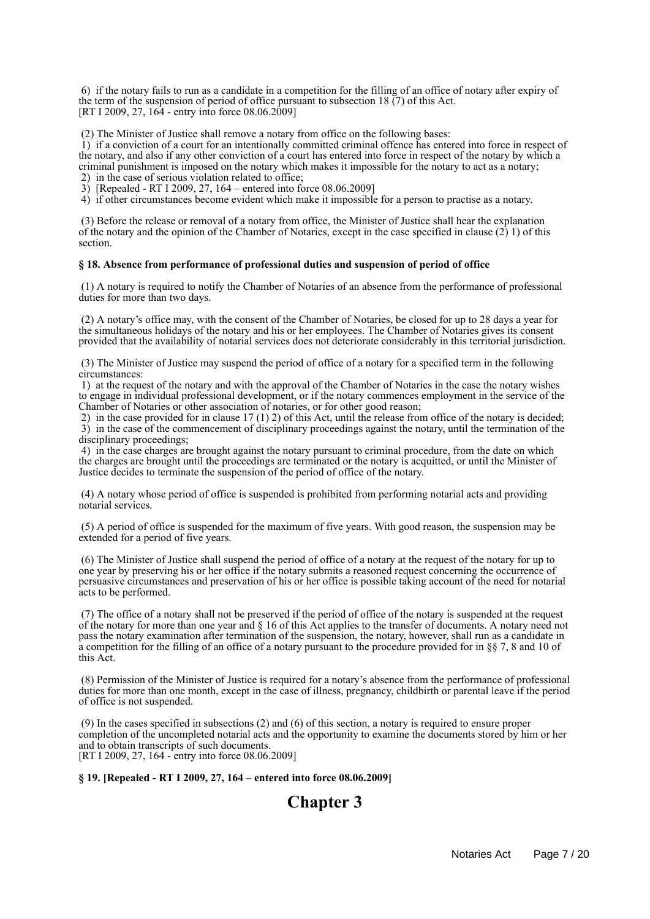6) if the notary fails to run as a candidate in a competition for the filling of an office of notary after expiry of the term of the suspension of period of office pursuant to subsection 18 (7) of this Act.
[RT I 2009, 27, 164 - entry into force 08.06.2009]

(2) The Minister of Justice shall remove a notary from office on the following bases:
1) if a conviction of a court for an intentionally committed criminal offence has entered into force in respect of the notary, and also if any other conviction of a court has entered into force in respect of the notary by which a criminal punishment is imposed on the notary which makes it impossible for the notary to act as a notary;
2) in the case of serious violation related to office;
3) [Repealed - RT I 2009, 27, 164 – entered into force 08.06.2009]
4) if other circumstances become evident which make it impossible for a person to practise as a notary.

(3) Before the release or removal of a notary from office, the Minister of Justice shall hear the explanation of the notary and the opinion of the Chamber of Notaries, except in the case specified in clause (2) 1) of this section.

**§ 18. Absence from performance of professional duties and suspension of period of office**

(1) A notary is required to notify the Chamber of Notaries of an absence from the performance of professional duties for more than two days.

(2) A notary's office may, with the consent of the Chamber of Notaries, be closed for up to 28 days a year for the simultaneous holidays of the notary and his or her employees. The Chamber of Notaries gives its consent provided that the availability of notarial services does not deteriorate considerably in this territorial jurisdiction.

(3) The Minister of Justice may suspend the period of office of a notary for a specified term in the following circumstances:
1) at the request of the notary and with the approval of the Chamber of Notaries in the case the notary wishes to engage in individual professional development, or if the notary commences employment in the service of the Chamber of Notaries or other association of notaries, or for other good reason;
2) in the case provided for in clause 17 (1) 2) of this Act, until the release from office of the notary is decided;
3) in the case of the commencement of disciplinary proceedings against the notary, until the termination of the disciplinary proceedings;
4) in the case charges are brought against the notary pursuant to criminal procedure, from the date on which the charges are brought until the proceedings are terminated or the notary is acquitted, or until the Minister of Justice decides to terminate the suspension of the period of office of the notary.

(4) A notary whose period of office is suspended is prohibited from performing notarial acts and providing notarial services.

(5) A period of office is suspended for the maximum of five years. With good reason, the suspension may be extended for a period of five years.

(6) The Minister of Justice shall suspend the period of office of a notary at the request of the notary for up to one year by preserving his or her office if the notary submits a reasoned request concerning the occurrence of persuasive circumstances and preservation of his or her office is possible taking account of the need for notarial acts to be performed.

(7) The office of a notary shall not be preserved if the period of office of the notary is suspended at the request of the notary for more than one year and § 16 of this Act applies to the transfer of documents. A notary need not pass the notary examination after termination of the suspension, the notary, however, shall run as a candidate in a competition for the filling of an office of a notary pursuant to the procedure provided for in §§ 7, 8 and 10 of this Act.

(8) Permission of the Minister of Justice is required for a notary's absence from the performance of professional duties for more than one month, except in the case of illness, pregnancy, childbirth or parental leave if the period of office is not suspended.

(9) In the cases specified in subsections (2) and (6) of this section, a notary is required to ensure proper completion of the uncompleted notarial acts and the opportunity to examine the documents stored by him or her and to obtain transcripts of such documents.
[RT I 2009, 27, 164 - entry into force 08.06.2009]

**§ 19. [Repealed - RT I 2009, 27, 164 – entered into force 08.06.2009]**

# Chapter 3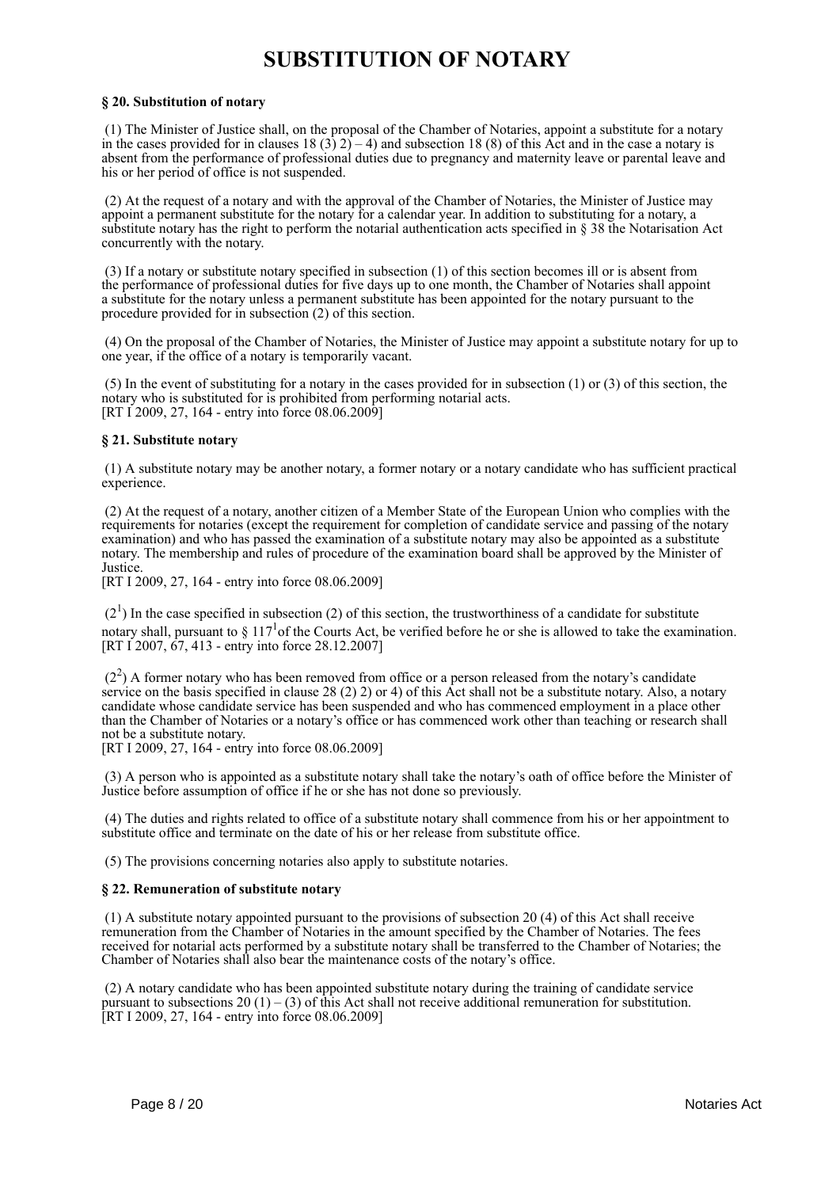# SUBSTITUTION OF NOTARY

**§ 20. Substitution of notary**

(1) The Minister of Justice shall, on the proposal of the Chamber of Notaries, appoint a substitute for a notary in the cases provided for in clauses 18 (3) 2) – 4) and subsection 18 (8) of this Act and in the case a notary is absent from the performance of professional duties due to pregnancy and maternity leave or parental leave and his or her period of office is not suspended.

(2) At the request of a notary and with the approval of the Chamber of Notaries, the Minister of Justice may appoint a permanent substitute for the notary for a calendar year. In addition to substituting for a notary, a substitute notary has the right to perform the notarial authentication acts specified in § 38 the Notarisation Act concurrently with the notary.

(3) If a notary or substitute notary specified in subsection (1) of this section becomes ill or is absent from the performance of professional duties for five days up to one month, the Chamber of Notaries shall appoint a substitute for the notary unless a permanent substitute has been appointed for the notary pursuant to the procedure provided for in subsection (2) of this section.

(4) On the proposal of the Chamber of Notaries, the Minister of Justice may appoint a substitute notary for up to one year, if the office of a notary is temporarily vacant.

(5) In the event of substituting for a notary in the cases provided for in subsection (1) or (3) of this section, the notary who is substituted for is prohibited from performing notarial acts.
[RT I 2009, 27, 164 - entry into force 08.06.2009]

**§ 21. Substitute notary**

(1) A substitute notary may be another notary, a former notary or a notary candidate who has sufficient practical experience.

(2) At the request of a notary, another citizen of a Member State of the European Union who complies with the requirements for notaries (except the requirement for completion of candidate service and passing of the notary examination) and who has passed the examination of a substitute notary may also be appointed as a substitute notary. The membership and rules of procedure of the examination board shall be approved by the Minister of Justice.
[RT I 2009, 27, 164 - entry into force 08.06.2009]

($2^1$) In the case specified in subsection (2) of this section, the trustworthiness of a candidate for substitute notary shall, pursuant to § $117^1$ of the Courts Act, be verified before he or she is allowed to take the examination.
[RT I 2007, 67, 413 - entry into force 28.12.2007]

($2^2$) A former notary who has been removed from office or a person released from the notary's candidate service on the basis specified in clause 28 (2) 2) or 4) of this Act shall not be a substitute notary. Also, a notary candidate whose candidate service has been suspended and who has commenced employment in a place other than the Chamber of Notaries or a notary's office or has commenced work other than teaching or research shall not be a substitute notary.
[RT I 2009, 27, 164 - entry into force 08.06.2009]

(3) A person who is appointed as a substitute notary shall take the notary's oath of office before the Minister of Justice before assumption of office if he or she has not done so previously.

(4) The duties and rights related to office of a substitute notary shall commence from his or her appointment to substitute office and terminate on the date of his or her release from substitute office.

(5) The provisions concerning notaries also apply to substitute notaries.

**§ 22. Remuneration of substitute notary**

(1) A substitute notary appointed pursuant to the provisions of subsection 20 (4) of this Act shall receive remuneration from the Chamber of Notaries in the amount specified by the Chamber of Notaries. The fees received for notarial acts performed by a substitute notary shall be transferred to the Chamber of Notaries; the Chamber of Notaries shall also bear the maintenance costs of the notary's office.

(2) A notary candidate who has been appointed substitute notary during the training of candidate service pursuant to subsections 20 (1) – (3) of this Act shall not receive additional remuneration for substitution.
[RT I 2009, 27, 164 - entry into force 08.06.2009]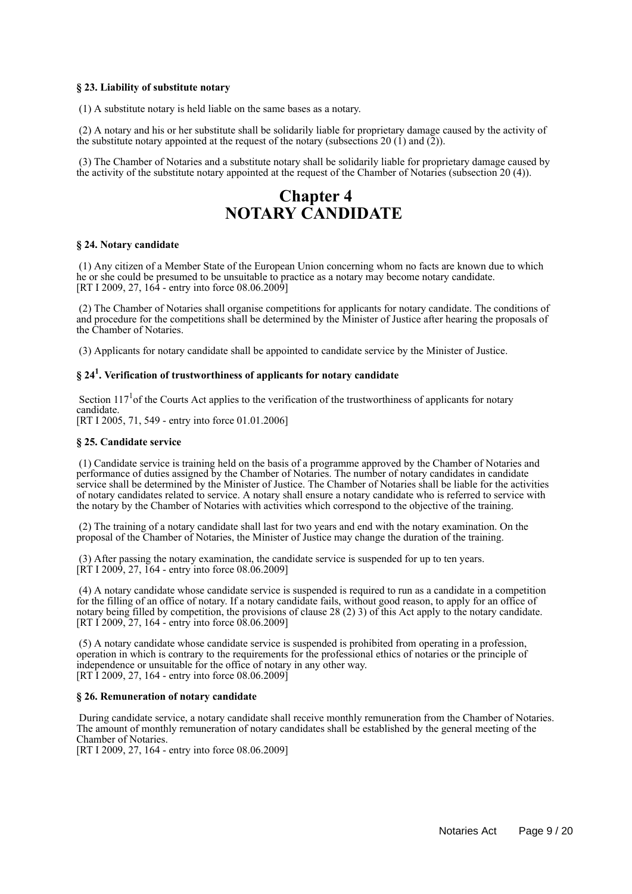### § 23. Liability of substitute notary

(1) A substitute notary is held liable on the same bases as a notary.

(2) A notary and his or her substitute shall be solidarily liable for proprietary damage caused by the activity of the substitute notary appointed at the request of the notary (subsections 20 (1) and (2)).

(3) The Chamber of Notaries and a substitute notary shall be solidarily liable for proprietary damage caused by the activity of the substitute notary appointed at the request of the Chamber of Notaries (subsection 20 (4)).

# Chapter 4
# NOTARY CANDIDATE

### § 24. Notary candidate

(1) Any citizen of a Member State of the European Union concerning whom no facts are known due to which he or she could be presumed to be unsuitable to practice as a notary may become notary candidate.
[RT I 2009, 27, 164 - entry into force 08.06.2009]

(2) The Chamber of Notaries shall organise competitions for applicants for notary candidate. The conditions of and procedure for the competitions shall be determined by the Minister of Justice after hearing the proposals of the Chamber of Notaries.

(3) Applicants for notary candidate shall be appointed to candidate service by the Minister of Justice.

### § 24[1]. Verification of trustworthiness of applicants for notary candidate

Section 117[1] of the Courts Act applies to the verification of the trustworthiness of applicants for notary candidate.
[RT I 2005, 71, 549 - entry into force 01.01.2006]

### § 25. Candidate service

(1) Candidate service is training held on the basis of a programme approved by the Chamber of Notaries and performance of duties assigned by the Chamber of Notaries. The number of notary candidates in candidate service shall be determined by the Minister of Justice. The Chamber of Notaries shall be liable for the activities of notary candidates related to service. A notary shall ensure a notary candidate who is referred to service with the notary by the Chamber of Notaries with activities which correspond to the objective of the training.

(2) The training of a notary candidate shall last for two years and end with the notary examination. On the proposal of the Chamber of Notaries, the Minister of Justice may change the duration of the training.

(3) After passing the notary examination, the candidate service is suspended for up to ten years.
[RT I 2009, 27, 164 - entry into force 08.06.2009]

(4) A notary candidate whose candidate service is suspended is required to run as a candidate in a competition for the filling of an office of notary. If a notary candidate fails, without good reason, to apply for an office of notary being filled by competition, the provisions of clause 28 (2) 3) of this Act apply to the notary candidate.
[RT I 2009, 27, 164 - entry into force 08.06.2009]

(5) A notary candidate whose candidate service is suspended is prohibited from operating in a profession, operation in which is contrary to the requirements for the professional ethics of notaries or the principle of independence or unsuitable for the office of notary in any other way.
[RT I 2009, 27, 164 - entry into force 08.06.2009]

### § 26. Remuneration of notary candidate

During candidate service, a notary candidate shall receive monthly remuneration from the Chamber of Notaries. The amount of monthly remuneration of notary candidates shall be established by the general meeting of the Chamber of Notaries.
[RT I 2009, 27, 164 - entry into force 08.06.2009]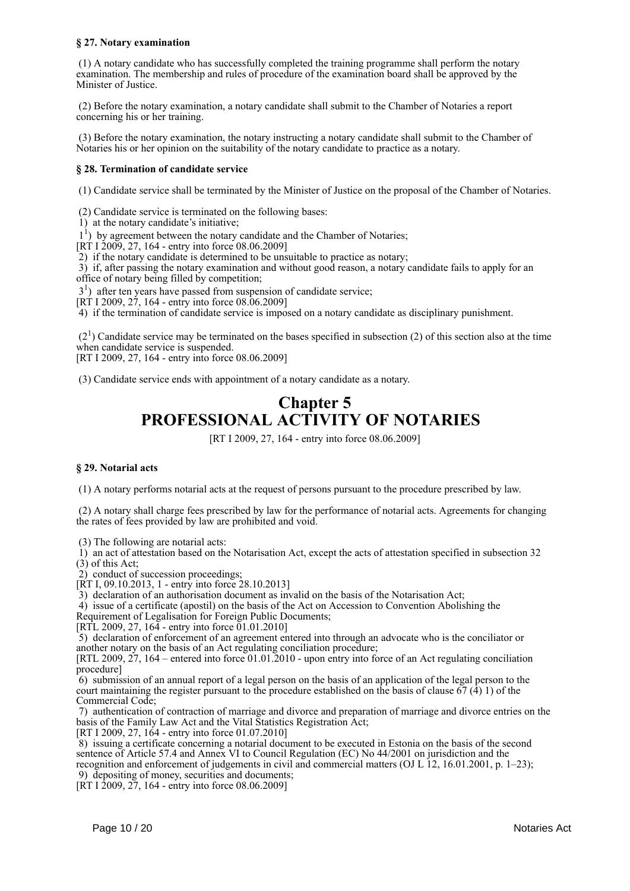**§ 27. Notary examination**

(1) A notary candidate who has successfully completed the training programme shall perform the notary examination. The membership and rules of procedure of the examination board shall be approved by the Minister of Justice.

(2) Before the notary examination, a notary candidate shall submit to the Chamber of Notaries a report concerning his or her training.

(3) Before the notary examination, the notary instructing a notary candidate shall submit to the Chamber of Notaries his or her opinion on the suitability of the notary candidate to practice as a notary.

**§ 28. Termination of candidate service**

(1) Candidate service shall be terminated by the Minister of Justice on the proposal of the Chamber of Notaries.

(2) Candidate service is terminated on the following bases:
1) at the notary candidate's initiative;
1[1]) by agreement between the notary candidate and the Chamber of Notaries;
[RT I 2009, 27, 164 - entry into force 08.06.2009]
2) if the notary candidate is determined to be unsuitable to practice as notary;
3) if, after passing the notary examination and without good reason, a notary candidate fails to apply for an office of notary being filled by competition;
3[1]) after ten years have passed from suspension of candidate service;
[RT I 2009, 27, 164 - entry into force 08.06.2009]
4) if the termination of candidate service is imposed on a notary candidate as disciplinary punishment.

(2[1]) Candidate service may be terminated on the bases specified in subsection (2) of this section also at the time when candidate service is suspended.
[RT I 2009, 27, 164 - entry into force 08.06.2009]

(3) Candidate service ends with appointment of a notary candidate as a notary.

# Chapter 5
# PROFESSIONAL ACTIVITY OF NOTARIES

[RT I 2009, 27, 164 - entry into force 08.06.2009]

**§ 29. Notarial acts**

(1) A notary performs notarial acts at the request of persons pursuant to the procedure prescribed by law.

(2) A notary shall charge fees prescribed by law for the performance of notarial acts. Agreements for changing the rates of fees provided by law are prohibited and void.

(3) The following are notarial acts:
1) an act of attestation based on the Notarisation Act, except the acts of attestation specified in subsection 32 (3) of this Act;
2) conduct of succession proceedings;
[RT I, 09.10.2013, 1 - entry into force 28.10.2013]
3) declaration of an authorisation document as invalid on the basis of the Notarisation Act;
4) issue of a certificate (apostil) on the basis of the Act on Accession to Convention Abolishing the Requirement of Legalisation for Foreign Public Documents;
[RTL 2009, 27, 164 - entry into force 01.01.2010]
5) declaration of enforcement of an agreement entered into through an advocate who is the conciliator or another notary on the basis of an Act regulating conciliation procedure;
[RTL 2009, 27, 164 – entered into force 01.01.2010 - upon entry into force of an Act regulating conciliation procedure]
6) submission of an annual report of a legal person on the basis of an application of the legal person to the court maintaining the register pursuant to the procedure established on the basis of clause 67 (4) 1) of the Commercial Code;
7) authentication of contraction of marriage and divorce and preparation of marriage and divorce entries on the basis of the Family Law Act and the Vital Statistics Registration Act;
[RT I 2009, 27, 164 - entry into force 01.07.2010]
8) issuing a certificate concerning a notarial document to be executed in Estonia on the basis of the second sentence of Article 57.4 and Annex VI to Council Regulation (EC) No 44/2001 on jurisdiction and the recognition and enforcement of judgements in civil and commercial matters (OJ L 12, 16.01.2001, p. 1–23);
9) depositing of money, securities and documents;
[RT I 2009, 27, 164 - entry into force 08.06.2009]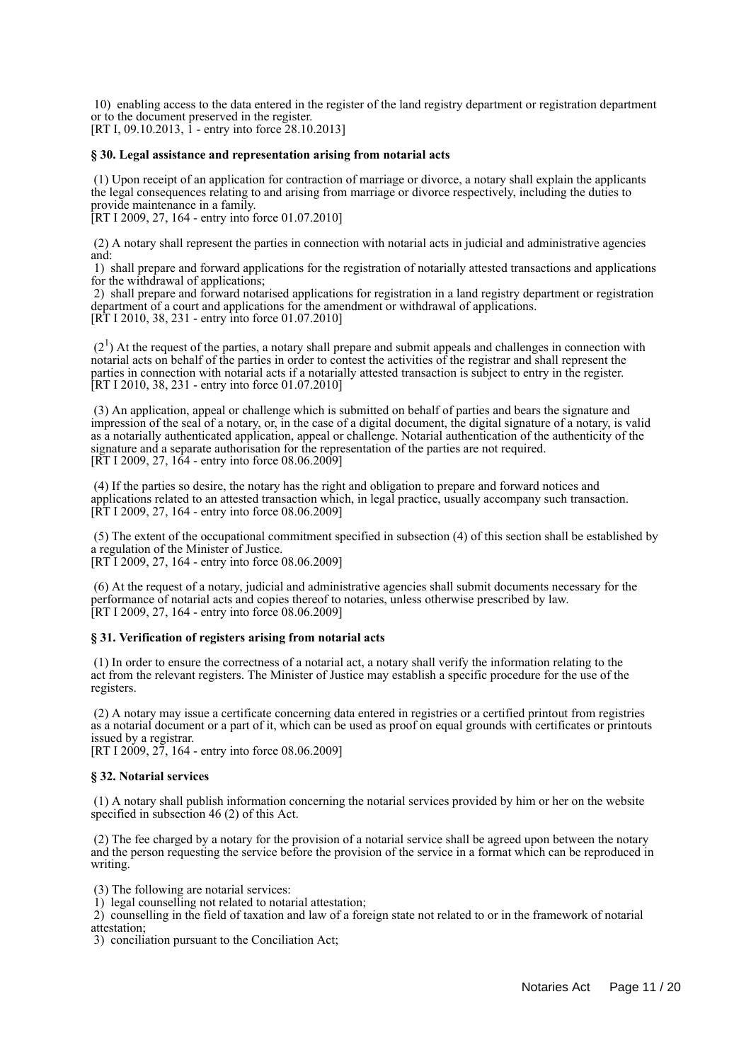10) enabling access to the data entered in the register of the land registry department or registration department or to the document preserved in the register.
[RT I, 09.10.2013, 1 - entry into force 28.10.2013]

### § 30. Legal assistance and representation arising from notarial acts

(1) Upon receipt of an application for contraction of marriage or divorce, a notary shall explain the applicants the legal consequences relating to and arising from marriage or divorce respectively, including the duties to provide maintenance in a family.
[RT I 2009, 27, 164 - entry into force 01.07.2010]

(2) A notary shall represent the parties in connection with notarial acts in judicial and administrative agencies and:
1) shall prepare and forward applications for the registration of notarially attested transactions and applications for the withdrawal of applications;
2) shall prepare and forward notarised applications for registration in a land registry department or registration department of a court and applications for the amendment or withdrawal of applications.
[RT I 2010, 38, 231 - entry into force 01.07.2010]

(2[1]) At the request of the parties, a notary shall prepare and submit appeals and challenges in connection with notarial acts on behalf of the parties in order to contest the activities of the registrar and shall represent the parties in connection with notarial acts if a notarially attested transaction is subject to entry in the register.
[RT I 2010, 38, 231 - entry into force 01.07.2010]

(3) An application, appeal or challenge which is submitted on behalf of parties and bears the signature and impression of the seal of a notary, or, in the case of a digital document, the digital signature of a notary, is valid as a notarially authenticated application, appeal or challenge. Notarial authentication of the authenticity of the signature and a separate authorisation for the representation of the parties are not required.
[RT I 2009, 27, 164 - entry into force 08.06.2009]

(4) If the parties so desire, the notary has the right and obligation to prepare and forward notices and applications related to an attested transaction which, in legal practice, usually accompany such transaction.
[RT I 2009, 27, 164 - entry into force 08.06.2009]

(5) The extent of the occupational commitment specified in subsection (4) of this section shall be established by a regulation of the Minister of Justice.
[RT I 2009, 27, 164 - entry into force 08.06.2009]

(6) At the request of a notary, judicial and administrative agencies shall submit documents necessary for the performance of notarial acts and copies thereof to notaries, unless otherwise prescribed by law.
[RT I 2009, 27, 164 - entry into force 08.06.2009]

### § 31. Verification of registers arising from notarial acts

(1) In order to ensure the correctness of a notarial act, a notary shall verify the information relating to the act from the relevant registers. The Minister of Justice may establish a specific procedure for the use of the registers.

(2) A notary may issue a certificate concerning data entered in registries or a certified printout from registries as a notarial document or a part of it, which can be used as proof on equal grounds with certificates or printouts issued by a registrar.
[RT I 2009, 27, 164 - entry into force 08.06.2009]

### § 32. Notarial services

(1) A notary shall publish information concerning the notarial services provided by him or her on the website specified in subsection 46 (2) of this Act.

(2) The fee charged by a notary for the provision of a notarial service shall be agreed upon between the notary and the person requesting the service before the provision of the service in a format which can be reproduced in writing.

(3) The following are notarial services:
1) legal counselling not related to notarial attestation;
2) counselling in the field of taxation and law of a foreign state not related to or in the framework of notarial attestation;
3) conciliation pursuant to the Conciliation Act;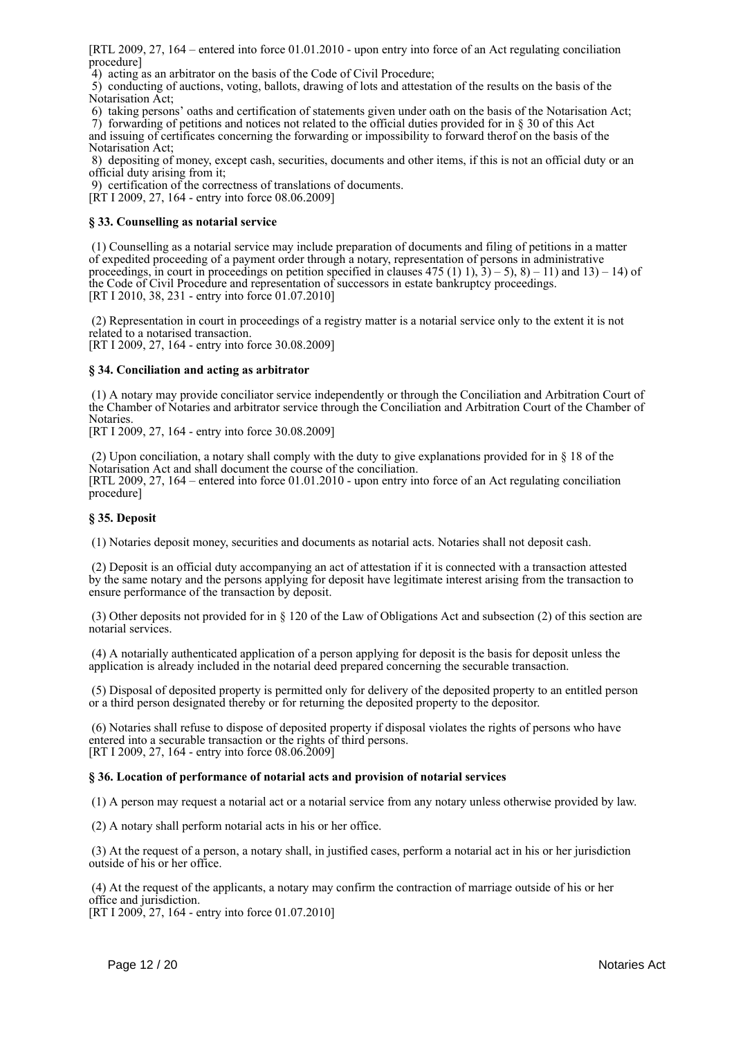[RTL 2009, 27, 164 – entered into force 01.01.2010 - upon entry into force of an Act regulating conciliation procedure]

4) acting as an arbitrator on the basis of the Code of Civil Procedure;

5) conducting of auctions, voting, ballots, drawing of lots and attestation of the results on the basis of the Notarisation Act;

6) taking persons' oaths and certification of statements given under oath on the basis of the Notarisation Act;

7) forwarding of petitions and notices not related to the official duties provided for in § 30 of this Act and issuing of certificates concerning the forwarding or impossibility to forward therof on the basis of the Notarisation Act;

8) depositing of money, except cash, securities, documents and other items, if this is not an official duty or an official duty arising from it;

9) certification of the correctness of translations of documents.

[RT I 2009, 27, 164 - entry into force 08.06.2009]

### § 33. Counselling as notarial service

(1) Counselling as a notarial service may include preparation of documents and filing of petitions in a matter of expedited proceeding of a payment order through a notary, representation of persons in administrative proceedings, in court in proceedings on petition specified in clauses 475 (1) 1), 3) – 5), 8) – 11) and 13) – 14) of the Code of Civil Procedure and representation of successors in estate bankruptcy proceedings.
[RT I 2010, 38, 231 - entry into force 01.07.2010]

(2) Representation in court in proceedings of a registry matter is a notarial service only to the extent it is not related to a notarised transaction.
[RT I 2009, 27, 164 - entry into force 30.08.2009]

### § 34. Conciliation and acting as arbitrator

(1) A notary may provide conciliator service independently or through the Conciliation and Arbitration Court of the Chamber of Notaries and arbitrator service through the Conciliation and Arbitration Court of the Chamber of Notaries.
[RT I 2009, 27, 164 - entry into force 30.08.2009]

(2) Upon conciliation, a notary shall comply with the duty to give explanations provided for in § 18 of the Notarisation Act and shall document the course of the conciliation.
[RTL 2009, 27, 164 – entered into force 01.01.2010 - upon entry into force of an Act regulating conciliation procedure]

### § 35. Deposit

(1) Notaries deposit money, securities and documents as notarial acts. Notaries shall not deposit cash.

(2) Deposit is an official duty accompanying an act of attestation if it is connected with a transaction attested by the same notary and the persons applying for deposit have legitimate interest arising from the transaction to ensure performance of the transaction by deposit.

(3) Other deposits not provided for in § 120 of the Law of Obligations Act and subsection (2) of this section are notarial services.

(4) A notarially authenticated application of a person applying for deposit is the basis for deposit unless the application is already included in the notarial deed prepared concerning the securable transaction.

(5) Disposal of deposited property is permitted only for delivery of the deposited property to an entitled person or a third person designated thereby or for returning the deposited property to the depositor.

(6) Notaries shall refuse to dispose of deposited property if disposal violates the rights of persons who have entered into a securable transaction or the rights of third persons.
[RT I 2009, 27, 164 - entry into force 08.06.2009]

### § 36. Location of performance of notarial acts and provision of notarial services

(1) A person may request a notarial act or a notarial service from any notary unless otherwise provided by law.

(2) A notary shall perform notarial acts in his or her office.

(3) At the request of a person, a notary shall, in justified cases, perform a notarial act in his or her jurisdiction outside of his or her office.

(4) At the request of the applicants, a notary may confirm the contraction of marriage outside of his or her office and jurisdiction.
[RT I 2009, 27, 164 - entry into force 01.07.2010]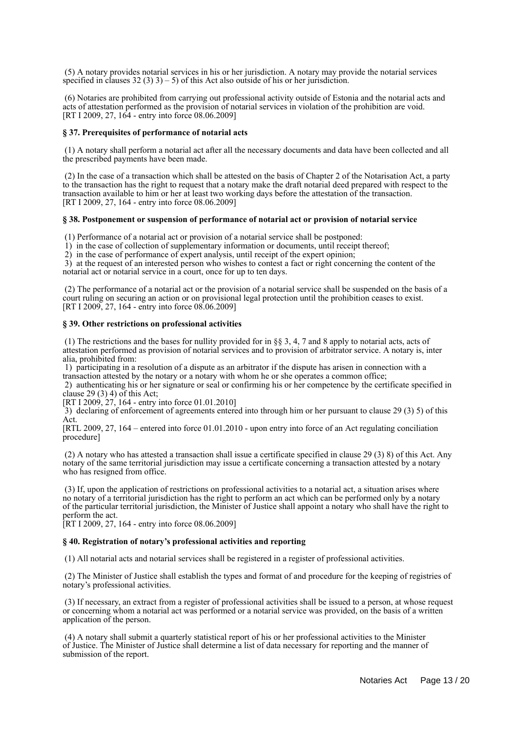(5) A notary provides notarial services in his or her jurisdiction. A notary may provide the notarial services specified in clauses 32 (3) 3) – 5) of this Act also outside of his or her jurisdiction.

(6) Notaries are prohibited from carrying out professional activity outside of Estonia and the notarial acts and acts of attestation performed as the provision of notarial services in violation of the prohibition are void.
[RT I 2009, 27, 164 - entry into force 08.06.2009]

### § 37. Prerequisites of performance of notarial acts

(1) A notary shall perform a notarial act after all the necessary documents and data have been collected and all the prescribed payments have been made.

(2) In the case of a transaction which shall be attested on the basis of Chapter 2 of the Notarisation Act, a party to the transaction has the right to request that a notary make the draft notarial deed prepared with respect to the transaction available to him or her at least two working days before the attestation of the transaction.
[RT I 2009, 27, 164 - entry into force 08.06.2009]

### § 38. Postponement or suspension of performance of notarial act or provision of notarial service

(1) Performance of a notarial act or provision of a notarial service shall be postponed:
1) in the case of collection of supplementary information or documents, until receipt thereof;
2) in the case of performance of expert analysis, until receipt of the expert opinion;
3) at the request of an interested person who wishes to contest a fact or right concerning the content of the notarial act or notarial service in a court, once for up to ten days.

(2) The performance of a notarial act or the provision of a notarial service shall be suspended on the basis of a court ruling on securing an action or on provisional legal protection until the prohibition ceases to exist.
[RT I 2009, 27, 164 - entry into force 08.06.2009]

### § 39. Other restrictions on professional activities

(1) The restrictions and the bases for nullity provided for in §§ 3, 4, 7 and 8 apply to notarial acts, acts of attestation performed as provision of notarial services and to provision of arbitrator service. A notary is, inter alia, prohibited from:
1) participating in a resolution of a dispute as an arbitrator if the dispute has arisen in connection with a transaction attested by the notary or a notary with whom he or she operates a common office;
2) authenticating his or her signature or seal or confirming his or her competence by the certificate specified in clause 29 (3) 4) of this Act;
[RT I 2009, 27, 164 - entry into force 01.01.2010]
3) declaring of enforcement of agreements entered into through him or her pursuant to clause 29 (3) 5) of this Act.
[RTL 2009, 27, 164 – entered into force 01.01.2010 - upon entry into force of an Act regulating conciliation procedure]

(2) A notary who has attested a transaction shall issue a certificate specified in clause 29 (3) 8) of this Act. Any notary of the same territorial jurisdiction may issue a certificate concerning a transaction attested by a notary who has resigned from office.

(3) If, upon the application of restrictions on professional activities to a notarial act, a situation arises where no notary of a territorial jurisdiction has the right to perform an act which can be performed only by a notary of the particular territorial jurisdiction, the Minister of Justice shall appoint a notary who shall have the right to perform the act.
[RT I 2009, 27, 164 - entry into force 08.06.2009]

### § 40. Registration of notary's professional activities and reporting

(1) All notarial acts and notarial services shall be registered in a register of professional activities.

(2) The Minister of Justice shall establish the types and format of and procedure for the keeping of registries of notary's professional activities.

(3) If necessary, an extract from a register of professional activities shall be issued to a person, at whose request or concerning whom a notarial act was performed or a notarial service was provided, on the basis of a written application of the person.

(4) A notary shall submit a quarterly statistical report of his or her professional activities to the Minister of Justice. The Minister of Justice shall determine a list of data necessary for reporting and the manner of submission of the report.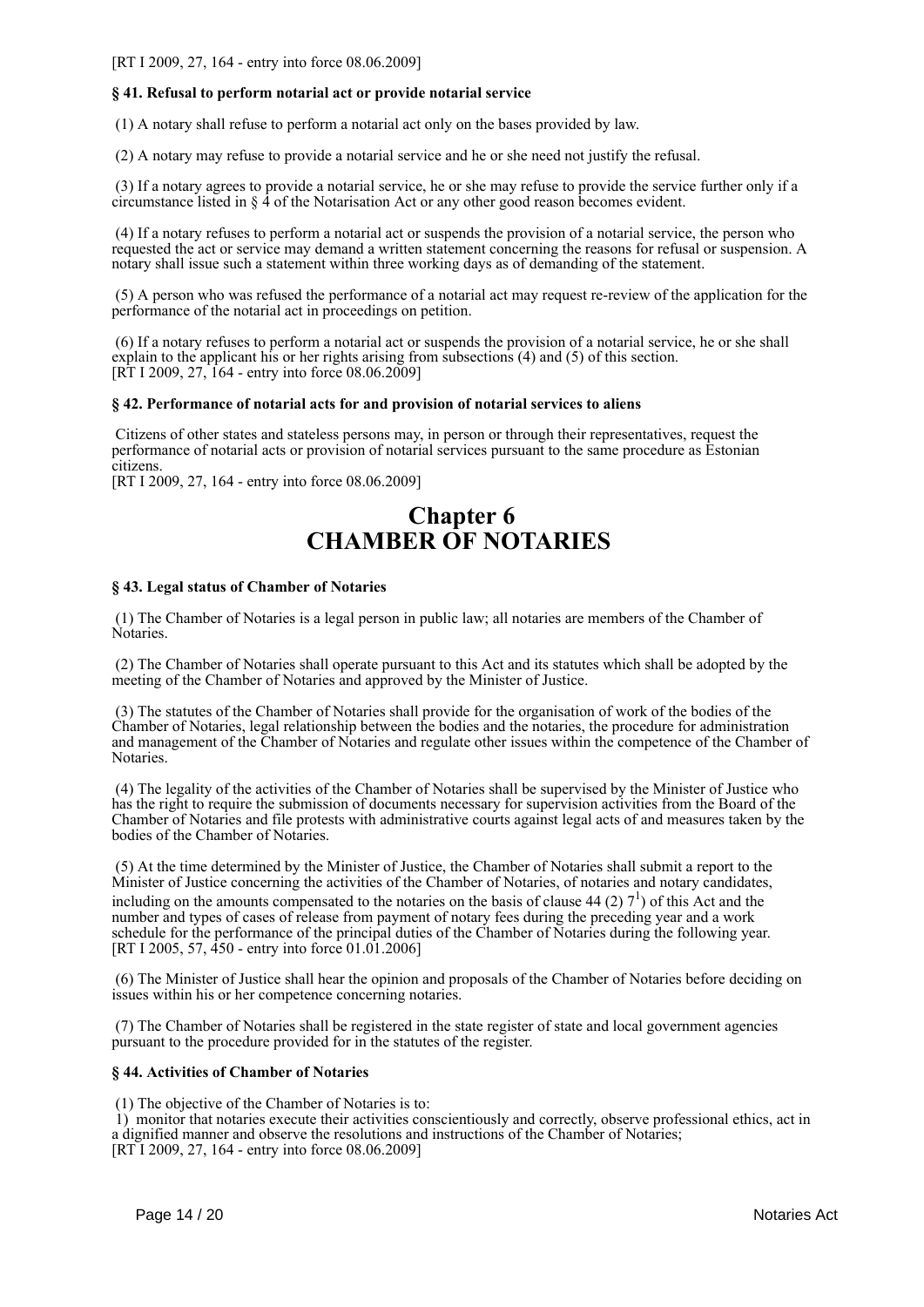[RT I 2009, 27, 164 - entry into force 08.06.2009]

**§ 41. Refusal to perform notarial act or provide notarial service**

(1) A notary shall refuse to perform a notarial act only on the bases provided by law.

(2) A notary may refuse to provide a notarial service and he or she need not justify the refusal.

(3) If a notary agrees to provide a notarial service, he or she may refuse to provide the service further only if a circumstance listed in § 4 of the Notarisation Act or any other good reason becomes evident.

(4) If a notary refuses to perform a notarial act or suspends the provision of a notarial service, the person who requested the act or service may demand a written statement concerning the reasons for refusal or suspension. A notary shall issue such a statement within three working days as of demanding of the statement.

(5) A person who was refused the performance of a notarial act may request re-review of the application for the performance of the notarial act in proceedings on petition.

(6) If a notary refuses to perform a notarial act or suspends the provision of a notarial service, he or she shall explain to the applicant his or her rights arising from subsections (4) and (5) of this section.
[RT I 2009, 27, 164 - entry into force 08.06.2009]

**§ 42. Performance of notarial acts for and provision of notarial services to aliens**

Citizens of other states and stateless persons may, in person or through their representatives, request the performance of notarial acts or provision of notarial services pursuant to the same procedure as Estonian citizens.
[RT I 2009, 27, 164 - entry into force 08.06.2009]

# Chapter 6
# CHAMBER OF NOTARIES

**§ 43. Legal status of Chamber of Notaries**

(1) The Chamber of Notaries is a legal person in public law; all notaries are members of the Chamber of Notaries.

(2) The Chamber of Notaries shall operate pursuant to this Act and its statutes which shall be adopted by the meeting of the Chamber of Notaries and approved by the Minister of Justice.

(3) The statutes of the Chamber of Notaries shall provide for the organisation of work of the bodies of the Chamber of Notaries, legal relationship between the bodies and the notaries, the procedure for administration and management of the Chamber of Notaries and regulate other issues within the competence of the Chamber of Notaries.

(4) The legality of the activities of the Chamber of Notaries shall be supervised by the Minister of Justice who has the right to require the submission of documents necessary for supervision activities from the Board of the Chamber of Notaries and file protests with administrative courts against legal acts of and measures taken by the bodies of the Chamber of Notaries.

(5) At the time determined by the Minister of Justice, the Chamber of Notaries shall submit a report to the Minister of Justice concerning the activities of the Chamber of Notaries, of notaries and notary candidates, including on the amounts compensated to the notaries on the basis of clause 44 (2) $7^1$) of this Act and the number and types of cases of release from payment of notary fees during the preceding year and a work schedule for the performance of the principal duties of the Chamber of Notaries during the following year.
[RT I 2005, 57, 450 - entry into force 01.01.2006]

(6) The Minister of Justice shall hear the opinion and proposals of the Chamber of Notaries before deciding on issues within his or her competence concerning notaries.

(7) The Chamber of Notaries shall be registered in the state register of state and local government agencies pursuant to the procedure provided for in the statutes of the register.

**§ 44. Activities of Chamber of Notaries**

(1) The objective of the Chamber of Notaries is to:
1) monitor that notaries execute their activities conscientiously and correctly, observe professional ethics, act in a dignified manner and observe the resolutions and instructions of the Chamber of Notaries;
[RT I 2009, 27, 164 - entry into force 08.06.2009]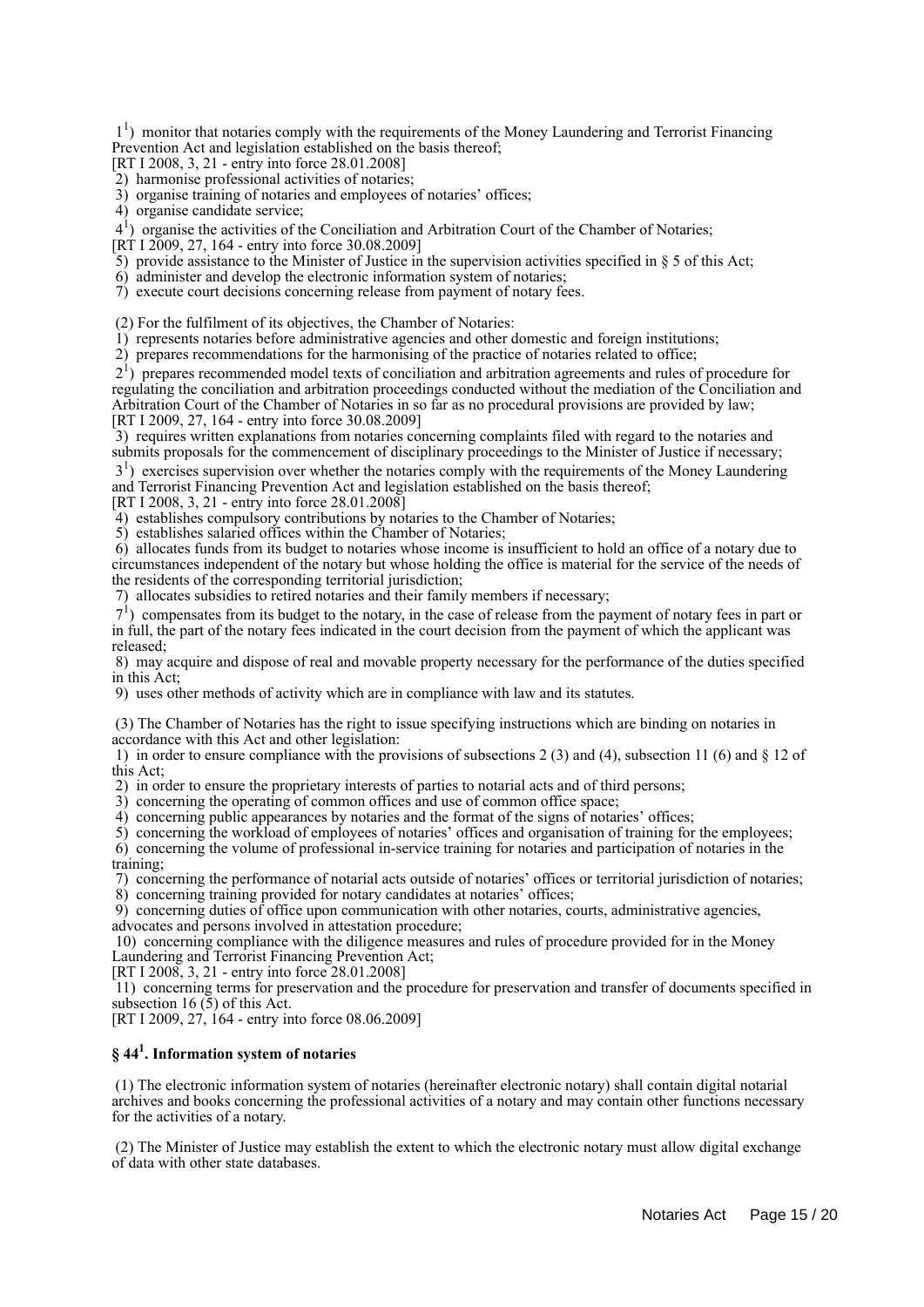1[1]) monitor that notaries comply with the requirements of the Money Laundering and Terrorist Financing Prevention Act and legislation established on the basis thereof;
[RT I 2008, 3, 21 - entry into force 28.01.2008]
2) harmonise professional activities of notaries;
3) organise training of notaries and employees of notaries' offices;
4) organise candidate service;
4[1]) organise the activities of the Conciliation and Arbitration Court of the Chamber of Notaries;
[RT I 2009, 27, 164 - entry into force 30.08.2009]
5) provide assistance to the Minister of Justice in the supervision activities specified in § 5 of this Act;
6) administer and develop the electronic information system of notaries;
7) execute court decisions concerning release from payment of notary fees.

(2) For the fulfilment of its objectives, the Chamber of Notaries:
1) represents notaries before administrative agencies and other domestic and foreign institutions;
2) prepares recommendations for the harmonising of the practice of notaries related to office;
2[1]) prepares recommended model texts of conciliation and arbitration agreements and rules of procedure for regulating the conciliation and arbitration proceedings conducted without the mediation of the Conciliation and Arbitration Court of the Chamber of Notaries in so far as no procedural provisions are provided by law;
[RT I 2009, 27, 164 - entry into force 30.08.2009]
3) requires written explanations from notaries concerning complaints filed with regard to the notaries and submits proposals for the commencement of disciplinary proceedings to the Minister of Justice if necessary;
3[1]) exercises supervision over whether the notaries comply with the requirements of the Money Laundering and Terrorist Financing Prevention Act and legislation established on the basis thereof;
[RT I 2008, 3, 21 - entry into force 28.01.2008]
4) establishes compulsory contributions by notaries to the Chamber of Notaries;
5) establishes salaried offices within the Chamber of Notaries;
6) allocates funds from its budget to notaries whose income is insufficient to hold an office of a notary due to circumstances independent of the notary but whose holding the office is material for the service of the needs of the residents of the corresponding territorial jurisdiction;
7) allocates subsidies to retired notaries and their family members if necessary;
7[1]) compensates from its budget to the notary, in the case of release from the payment of notary fees in part or in full, the part of the notary fees indicated in the court decision from the payment of which the applicant was released;
8) may acquire and dispose of real and movable property necessary for the performance of the duties specified in this Act;
9) uses other methods of activity which are in compliance with law and its statutes.

(3) The Chamber of Notaries has the right to issue specifying instructions which are binding on notaries in accordance with this Act and other legislation:
1) in order to ensure compliance with the provisions of subsections 2 (3) and (4), subsection 11 (6) and § 12 of this Act;
2) in order to ensure the proprietary interests of parties to notarial acts and of third persons;
3) concerning the operating of common offices and use of common office space;
4) concerning public appearances by notaries and the format of the signs of notaries' offices;
5) concerning the workload of employees of notaries' offices and organisation of training for the employees;
6) concerning the volume of professional in-service training for notaries and participation of notaries in the training;
7) concerning the performance of notarial acts outside of notaries' offices or territorial jurisdiction of notaries;
8) concerning training provided for notary candidates at notaries' offices;
9) concerning duties of office upon communication with other notaries, courts, administrative agencies, advocates and persons involved in attestation procedure;
10) concerning compliance with the diligence measures and rules of procedure provided for in the Money Laundering and Terrorist Financing Prevention Act;
[RT I 2008, 3, 21 - entry into force 28.01.2008]
11) concerning terms for preservation and the procedure for preservation and transfer of documents specified in subsection 16 (5) of this Act.
[RT I 2009, 27, 164 - entry into force 08.06.2009]

### § 44[1]. Information system of notaries

(1) The electronic information system of notaries (hereinafter electronic notary) shall contain digital notarial archives and books concerning the professional activities of a notary and may contain other functions necessary for the activities of a notary.

(2) The Minister of Justice may establish the extent to which the electronic notary must allow digital exchange of data with other state databases.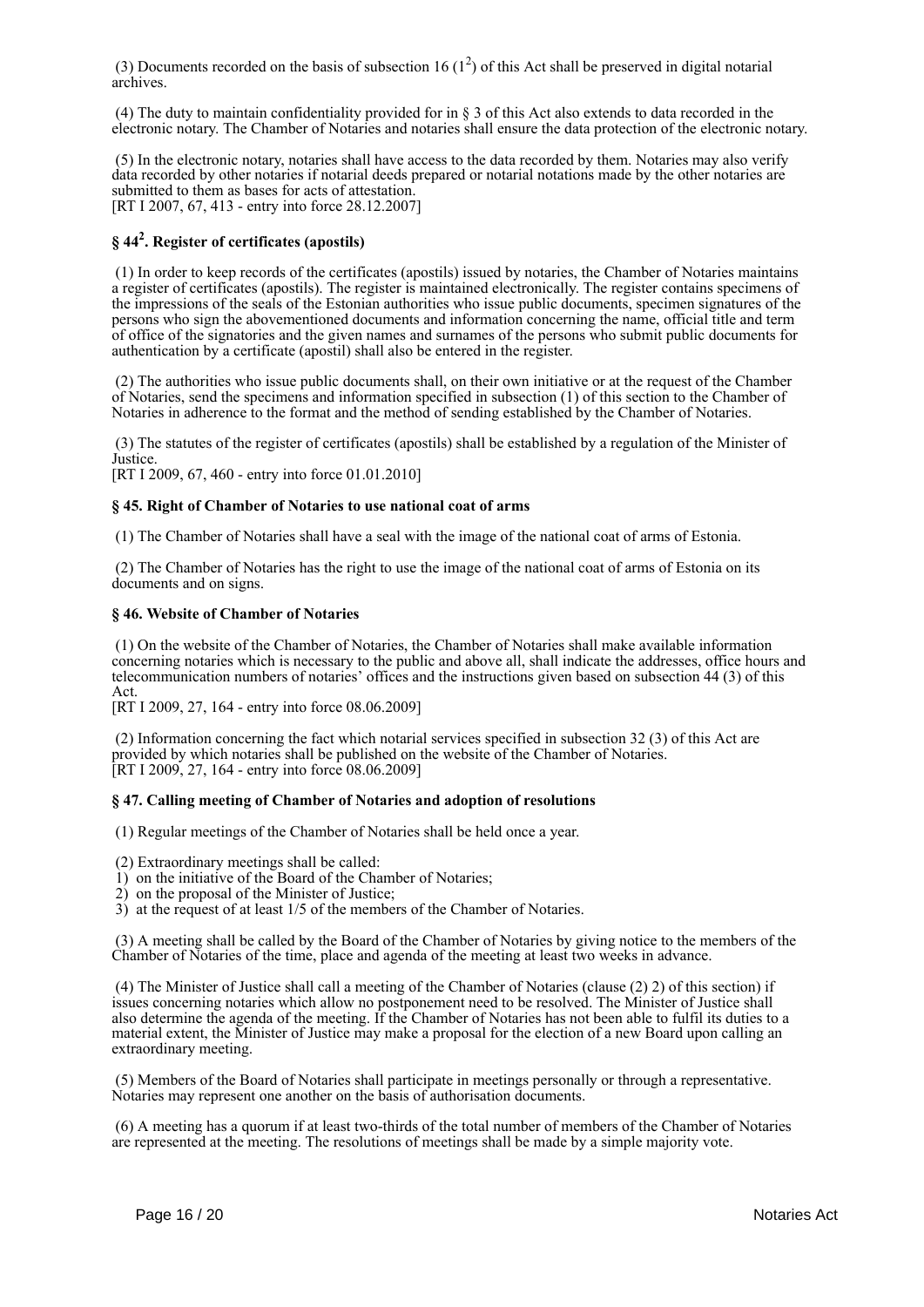(3) Documents recorded on the basis of subsection 16 ($1^2$) of this Act shall be preserved in digital notarial archives.

(4) The duty to maintain confidentiality provided for in § 3 of this Act also extends to data recorded in the electronic notary. The Chamber of Notaries and notaries shall ensure the data protection of the electronic notary.

(5) In the electronic notary, notaries shall have access to the data recorded by them. Notaries may also verify data recorded by other notaries if notarial deeds prepared or notarial notations made by the other notaries are submitted to them as bases for acts of attestation.
[RT I 2007, 67, 413 - entry into force 28.12.2007]

### § $44^2$. Register of certificates (apostils)

(1) In order to keep records of the certificates (apostils) issued by notaries, the Chamber of Notaries maintains a register of certificates (apostils). The register is maintained electronically. The register contains specimens of the impressions of the seals of the Estonian authorities who issue public documents, specimen signatures of the persons who sign the abovementioned documents and information concerning the name, official title and term of office of the signatories and the given names and surnames of the persons who submit public documents for authentication by a certificate (apostil) shall also be entered in the register.

(2) The authorities who issue public documents shall, on their own initiative or at the request of the Chamber of Notaries, send the specimens and information specified in subsection (1) of this section to the Chamber of Notaries in adherence to the format and the method of sending established by the Chamber of Notaries.

(3) The statutes of the register of certificates (apostils) shall be established by a regulation of the Minister of Justice.
[RT I 2009, 67, 460 - entry into force 01.01.2010]

### § 45. Right of Chamber of Notaries to use national coat of arms

(1) The Chamber of Notaries shall have a seal with the image of the national coat of arms of Estonia.

(2) The Chamber of Notaries has the right to use the image of the national coat of arms of Estonia on its documents and on signs.

### § 46. Website of Chamber of Notaries

(1) On the website of the Chamber of Notaries, the Chamber of Notaries shall make available information concerning notaries which is necessary to the public and above all, shall indicate the addresses, office hours and telecommunication numbers of notaries' offices and the instructions given based on subsection 44 (3) of this Act.
[RT I 2009, 27, 164 - entry into force 08.06.2009]

(2) Information concerning the fact which notarial services specified in subsection 32 (3) of this Act are provided by which notaries shall be published on the website of the Chamber of Notaries.
[RT I 2009, 27, 164 - entry into force 08.06.2009]

### § 47. Calling meeting of Chamber of Notaries and adoption of resolutions

(1) Regular meetings of the Chamber of Notaries shall be held once a year.

(2) Extraordinary meetings shall be called:
1) on the initiative of the Board of the Chamber of Notaries;
2) on the proposal of the Minister of Justice;
3) at the request of at least 1/5 of the members of the Chamber of Notaries.

(3) A meeting shall be called by the Board of the Chamber of Notaries by giving notice to the members of the Chamber of Notaries of the time, place and agenda of the meeting at least two weeks in advance.

(4) The Minister of Justice shall call a meeting of the Chamber of Notaries (clause (2) 2) of this section) if issues concerning notaries which allow no postponement need to be resolved. The Minister of Justice shall also determine the agenda of the meeting. If the Chamber of Notaries has not been able to fulfil its duties to a material extent, the Minister of Justice may make a proposal for the election of a new Board upon calling an extraordinary meeting.

(5) Members of the Board of Notaries shall participate in meetings personally or through a representative. Notaries may represent one another on the basis of authorisation documents.

(6) A meeting has a quorum if at least two-thirds of the total number of members of the Chamber of Notaries are represented at the meeting. The resolutions of meetings shall be made by a simple majority vote.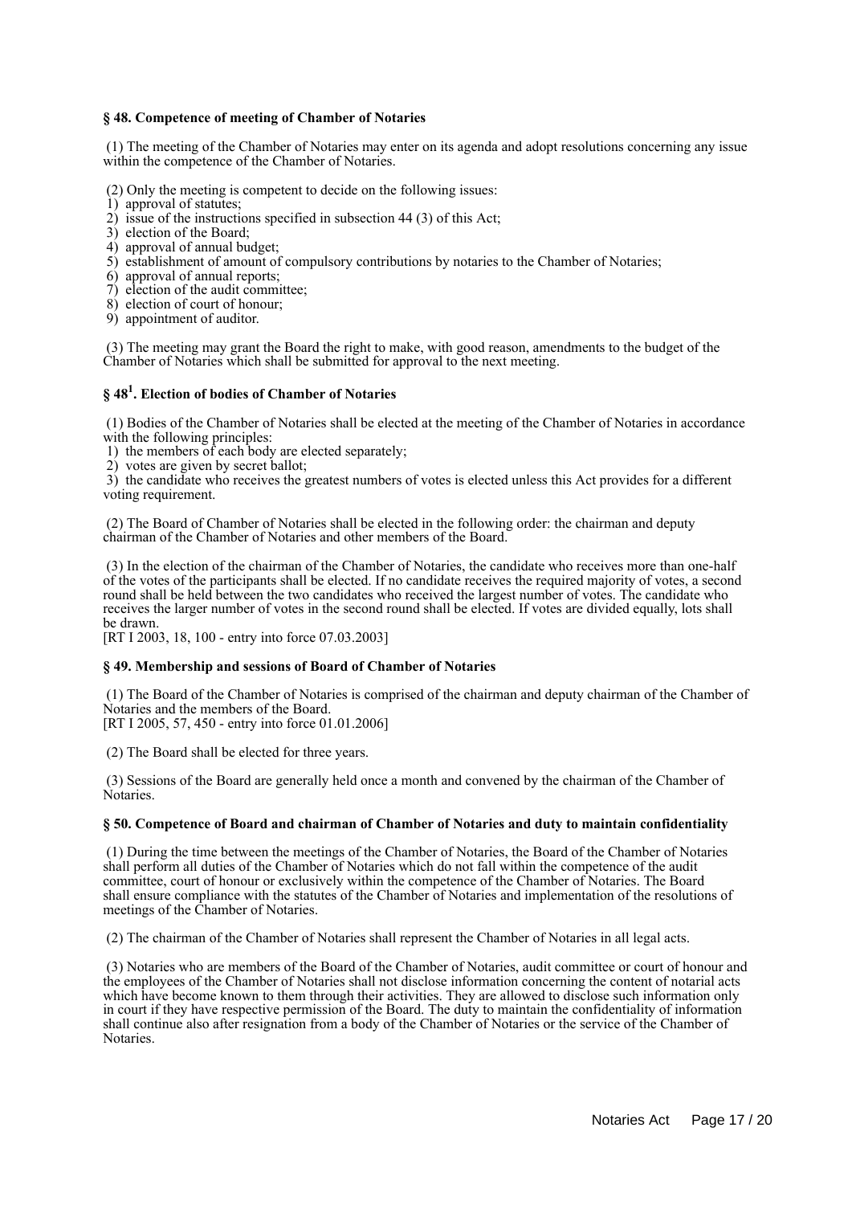### § 48. Competence of meeting of Chamber of Notaries

(1) The meeting of the Chamber of Notaries may enter on its agenda and adopt resolutions concerning any issue within the competence of the Chamber of Notaries.

(2) Only the meeting is competent to decide on the following issues:
1) approval of statutes;
2) issue of the instructions specified in subsection 44 (3) of this Act;
3) election of the Board;
4) approval of annual budget;
5) establishment of amount of compulsory contributions by notaries to the Chamber of Notaries;
6) approval of annual reports;
7) election of the audit committee;
8) election of court of honour;
9) appointment of auditor.

(3) The meeting may grant the Board the right to make, with good reason, amendments to the budget of the Chamber of Notaries which shall be submitted for approval to the next meeting.

### § 48[1]. Election of bodies of Chamber of Notaries

(1) Bodies of the Chamber of Notaries shall be elected at the meeting of the Chamber of Notaries in accordance with the following principles:
1) the members of each body are elected separately;
2) votes are given by secret ballot;
3) the candidate who receives the greatest numbers of votes is elected unless this Act provides for a different voting requirement.

(2) The Board of Chamber of Notaries shall be elected in the following order: the chairman and deputy chairman of the Chamber of Notaries and other members of the Board.

(3) In the election of the chairman of the Chamber of Notaries, the candidate who receives more than one-half of the votes of the participants shall be elected. If no candidate receives the required majority of votes, a second round shall be held between the two candidates who received the largest number of votes. The candidate who receives the larger number of votes in the second round shall be elected. If votes are divided equally, lots shall be drawn.
[RT I 2003, 18, 100 - entry into force 07.03.2003]

### § 49. Membership and sessions of Board of Chamber of Notaries

(1) The Board of the Chamber of Notaries is comprised of the chairman and deputy chairman of the Chamber of Notaries and the members of the Board.
[RT I 2005, 57, 450 - entry into force 01.01.2006]

(2) The Board shall be elected for three years.

(3) Sessions of the Board are generally held once a month and convened by the chairman of the Chamber of Notaries.

### § 50. Competence of Board and chairman of Chamber of Notaries and duty to maintain confidentiality

(1) During the time between the meetings of the Chamber of Notaries, the Board of the Chamber of Notaries shall perform all duties of the Chamber of Notaries which do not fall within the competence of the audit committee, court of honour or exclusively within the competence of the Chamber of Notaries. The Board shall ensure compliance with the statutes of the Chamber of Notaries and implementation of the resolutions of meetings of the Chamber of Notaries.

(2) The chairman of the Chamber of Notaries shall represent the Chamber of Notaries in all legal acts.

(3) Notaries who are members of the Board of the Chamber of Notaries, audit committee or court of honour and the employees of the Chamber of Notaries shall not disclose information concerning the content of notarial acts which have become known to them through their activities. They are allowed to disclose such information only in court if they have respective permission of the Board. The duty to maintain the confidentiality of information shall continue also after resignation from a body of the Chamber of Notaries or the service of the Chamber of Notaries.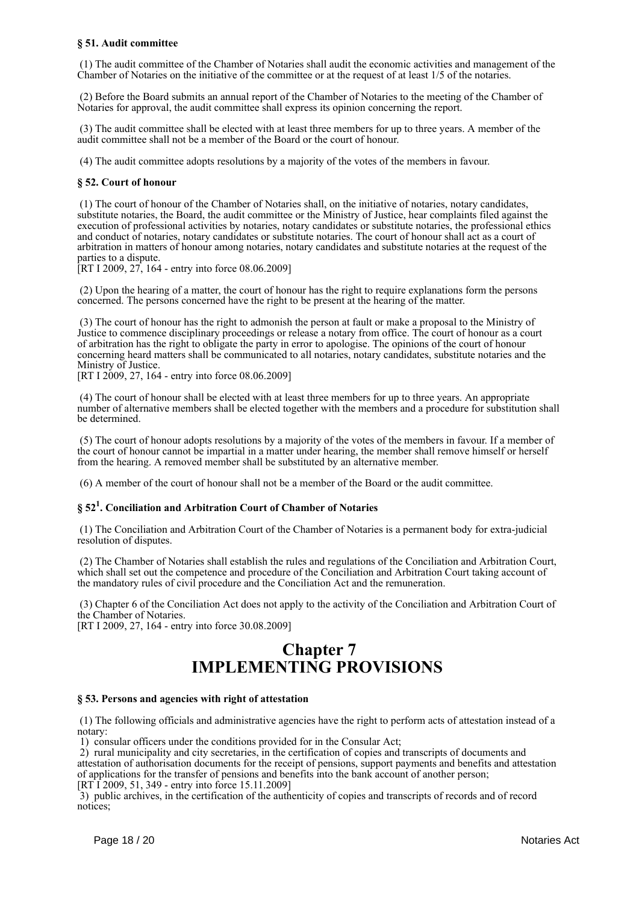### § 51. Audit committee

(1) The audit committee of the Chamber of Notaries shall audit the economic activities and management of the Chamber of Notaries on the initiative of the committee or at the request of at least 1/5 of the notaries.

(2) Before the Board submits an annual report of the Chamber of Notaries to the meeting of the Chamber of Notaries for approval, the audit committee shall express its opinion concerning the report.

(3) The audit committee shall be elected with at least three members for up to three years. A member of the audit committee shall not be a member of the Board or the court of honour.

(4) The audit committee adopts resolutions by a majority of the votes of the members in favour.

### § 52. Court of honour

(1) The court of honour of the Chamber of Notaries shall, on the initiative of notaries, notary candidates, substitute notaries, the Board, the audit committee or the Ministry of Justice, hear complaints filed against the execution of professional activities by notaries, notary candidates or substitute notaries, the professional ethics and conduct of notaries, notary candidates or substitute notaries. The court of honour shall act as a court of arbitration in matters of honour among notaries, notary candidates and substitute notaries at the request of the parties to a dispute.
[RT I 2009, 27, 164 - entry into force 08.06.2009]

(2) Upon the hearing of a matter, the court of honour has the right to require explanations form the persons concerned. The persons concerned have the right to be present at the hearing of the matter.

(3) The court of honour has the right to admonish the person at fault or make a proposal to the Ministry of Justice to commence disciplinary proceedings or release a notary from office. The court of honour as a court of arbitration has the right to obligate the party in error to apologise. The opinions of the court of honour concerning heard matters shall be communicated to all notaries, notary candidates, substitute notaries and the Ministry of Justice.
[RT I 2009, 27, 164 - entry into force 08.06.2009]

(4) The court of honour shall be elected with at least three members for up to three years. An appropriate number of alternative members shall be elected together with the members and a procedure for substitution shall be determined.

(5) The court of honour adopts resolutions by a majority of the votes of the members in favour. If a member of the court of honour cannot be impartial in a matter under hearing, the member shall remove himself or herself from the hearing. A removed member shall be substituted by an alternative member.

(6) A member of the court of honour shall not be a member of the Board or the audit committee.

### § 52[1]. Conciliation and Arbitration Court of Chamber of Notaries

(1) The Conciliation and Arbitration Court of the Chamber of Notaries is a permanent body for extra-judicial resolution of disputes.

(2) The Chamber of Notaries shall establish the rules and regulations of the Conciliation and Arbitration Court, which shall set out the competence and procedure of the Conciliation and Arbitration Court taking account of the mandatory rules of civil procedure and the Conciliation Act and the remuneration.

(3) Chapter 6 of the Conciliation Act does not apply to the activity of the Conciliation and Arbitration Court of the Chamber of Notaries.
[RT I 2009, 27, 164 - entry into force 30.08.2009]

## Chapter 7
## IMPLEMENTING PROVISIONS

### § 53. Persons and agencies with right of attestation

(1) The following officials and administrative agencies have the right to perform acts of attestation instead of a notary:
1) consular officers under the conditions provided for in the Consular Act;
2) rural municipality and city secretaries, in the certification of copies and transcripts of documents and attestation of authorisation documents for the receipt of pensions, support payments and benefits and attestation of applications for the transfer of pensions and benefits into the bank account of another person;
[RT I 2009, 51, 349 - entry into force 15.11.2009]
3) public archives, in the certification of the authenticity of copies and transcripts of records and of record notices;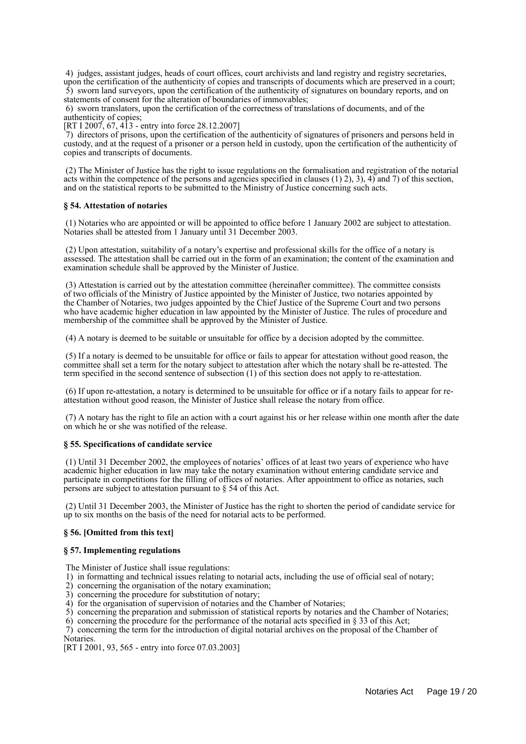4) judges, assistant judges, heads of court offices, court archivists and land registry and registry secretaries, upon the certification of the authenticity of copies and transcripts of documents which are preserved in a court;
5) sworn land surveyors, upon the certification of the authenticity of signatures on boundary reports, and on statements of consent for the alteration of boundaries of immovables;
6) sworn translators, upon the certification of the correctness of translations of documents, and of the authenticity of copies;
[RT I 2007, 67, 413 - entry into force 28.12.2007]
7) directors of prisons, upon the certification of the authenticity of signatures of prisoners and persons held in custody, and at the request of a prisoner or a person held in custody, upon the certification of the authenticity of copies and transcripts of documents.

(2) The Minister of Justice has the right to issue regulations on the formalisation and registration of the notarial acts within the competence of the persons and agencies specified in clauses (1) 2), 3), 4) and 7) of this section, and on the statistical reports to be submitted to the Ministry of Justice concerning such acts.

### § 54. Attestation of notaries

(1) Notaries who are appointed or will be appointed to office before 1 January 2002 are subject to attestation. Notaries shall be attested from 1 January until 31 December 2003.

(2) Upon attestation, suitability of a notary's expertise and professional skills for the office of a notary is assessed. The attestation shall be carried out in the form of an examination; the content of the examination and examination schedule shall be approved by the Minister of Justice.

(3) Attestation is carried out by the attestation committee (hereinafter committee). The committee consists of two officials of the Ministry of Justice appointed by the Minister of Justice, two notaries appointed by the Chamber of Notaries, two judges appointed by the Chief Justice of the Supreme Court and two persons who have academic higher education in law appointed by the Minister of Justice. The rules of procedure and membership of the committee shall be approved by the Minister of Justice.

(4) A notary is deemed to be suitable or unsuitable for office by a decision adopted by the committee.

(5) If a notary is deemed to be unsuitable for office or fails to appear for attestation without good reason, the committee shall set a term for the notary subject to attestation after which the notary shall be re-attested. The term specified in the second sentence of subsection (1) of this section does not apply to re-attestation.

(6) If upon re-attestation, a notary is determined to be unsuitable for office or if a notary fails to appear for re-attestation without good reason, the Minister of Justice shall release the notary from office.

(7) A notary has the right to file an action with a court against his or her release within one month after the date on which he or she was notified of the release.

### § 55. Specifications of candidate service

(1) Until 31 December 2002, the employees of notaries' offices of at least two years of experience who have academic higher education in law may take the notary examination without entering candidate service and participate in competitions for the filling of offices of notaries. After appointment to office as notaries, such persons are subject to attestation pursuant to § 54 of this Act.

(2) Until 31 December 2003, the Minister of Justice has the right to shorten the period of candidate service for up to six months on the basis of the need for notarial acts to be performed.

### § 56. [Omitted from this text]

### § 57. Implementing regulations

The Minister of Justice shall issue regulations:
1) in formatting and technical issues relating to notarial acts, including the use of official seal of notary;
2) concerning the organisation of the notary examination;
3) concerning the procedure for substitution of notary;
4) for the organisation of supervision of notaries and the Chamber of Notaries;
5) concerning the preparation and submission of statistical reports by notaries and the Chamber of Notaries;
6) concerning the procedure for the performance of the notarial acts specified in § 33 of this Act;
7) concerning the term for the introduction of digital notarial archives on the proposal of the Chamber of Notaries.
[RT I 2001, 93, 565 - entry into force 07.03.2003]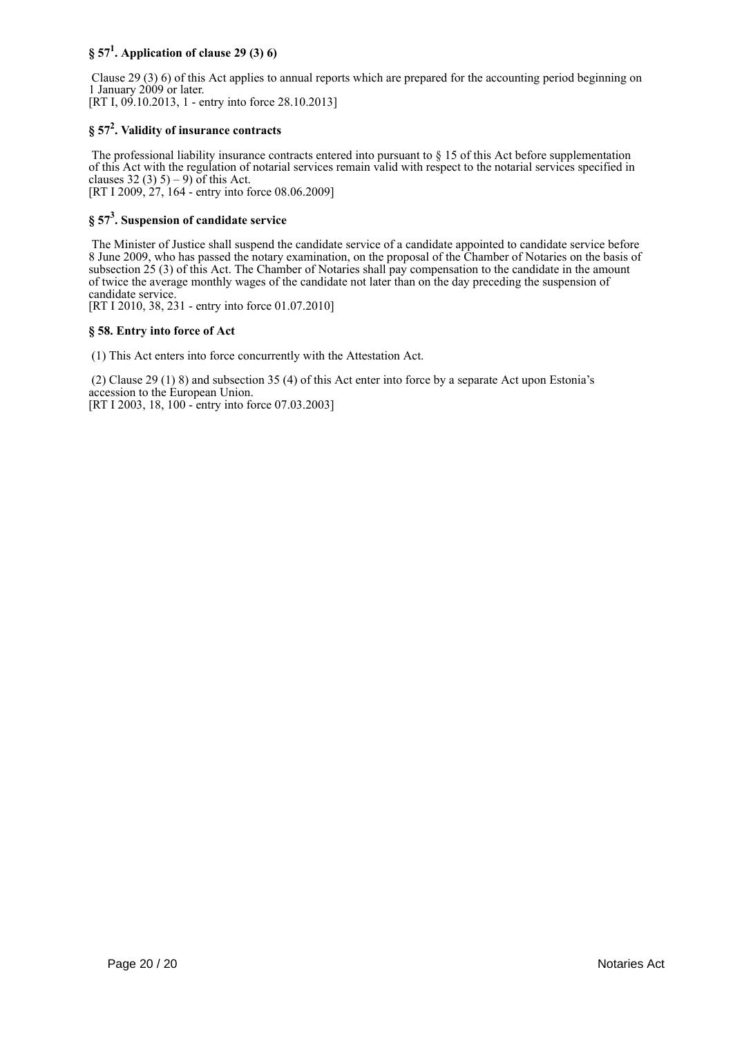### § 57[1]. Application of clause 29 (3) 6)

Clause 29 (3) 6) of this Act applies to annual reports which are prepared for the accounting period beginning on 1 January 2009 or later.
[RT I, 09.10.2013, 1 - entry into force 28.10.2013]

### § 57[2]. Validity of insurance contracts

The professional liability insurance contracts entered into pursuant to § 15 of this Act before supplementation of this Act with the regulation of notarial services remain valid with respect to the notarial services specified in clauses 32 (3) 5) – 9) of this Act.
[RT I 2009, 27, 164 - entry into force 08.06.2009]

### § 57[3]. Suspension of candidate service

The Minister of Justice shall suspend the candidate service of a candidate appointed to candidate service before 8 June 2009, who has passed the notary examination, on the proposal of the Chamber of Notaries on the basis of subsection 25 (3) of this Act. The Chamber of Notaries shall pay compensation to the candidate in the amount of twice the average monthly wages of the candidate not later than on the day preceding the suspension of candidate service.
[RT I 2010, 38, 231 - entry into force 01.07.2010]

### § 58. Entry into force of Act

(1) This Act enters into force concurrently with the Attestation Act.

(2) Clause 29 (1) 8) and subsection 35 (4) of this Act enter into force by a separate Act upon Estonia's accession to the European Union.
[RT I 2003, 18, 100 - entry into force 07.03.2003]